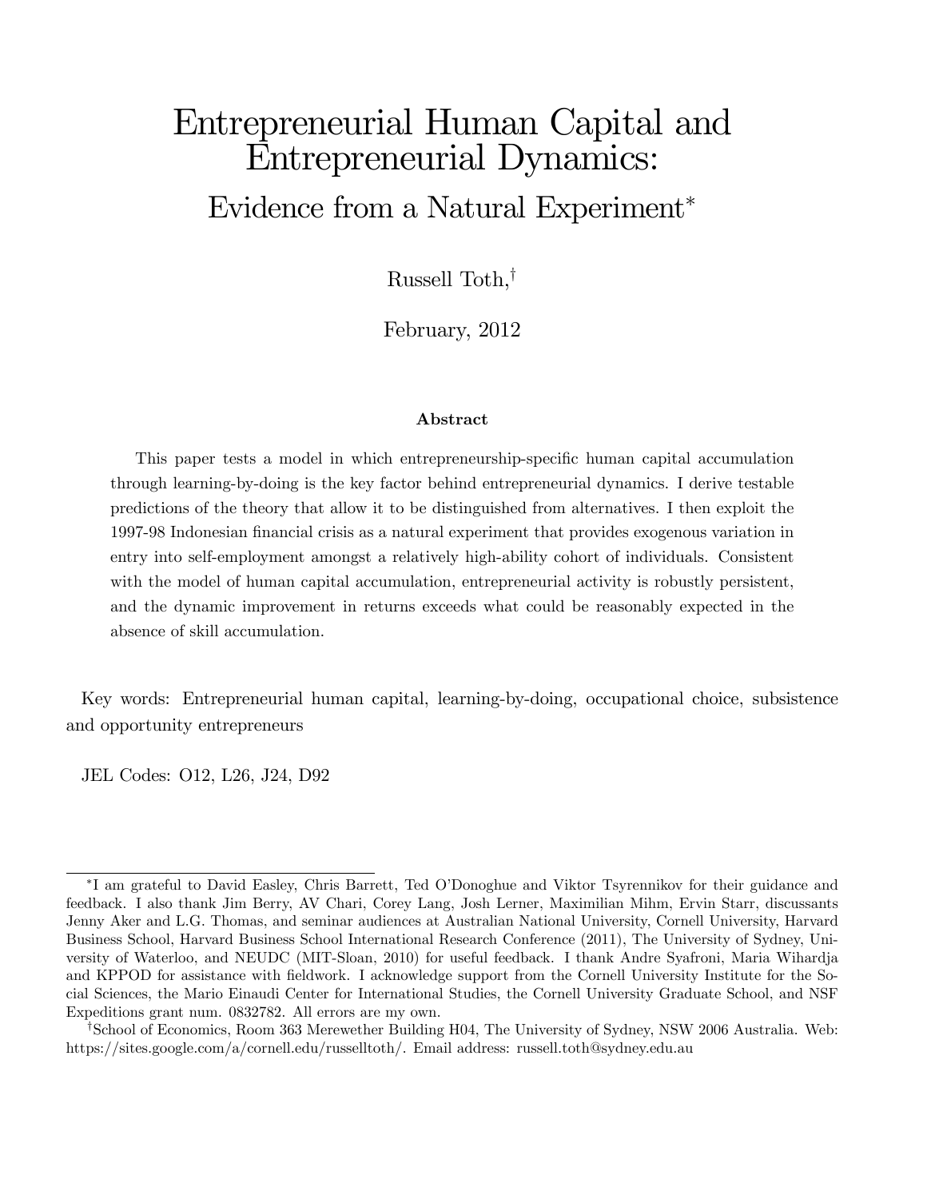# Entrepreneurial Human Capital and Entrepreneurial Dynamics:

## Evidence from a Natural Experiment*

Russell Toth,[†]

February, 2012

### Abstract

This paper tests a model in which entrepreneurship-specific human capital accumulation through learning-by-doing is the key factor behind entrepreneurial dynamics. I derive testable predictions of the theory that allow it to be distinguished from alternatives. I then exploit the 1997-98 Indonesian financial crisis as a natural experiment that provides exogenous variation in entry into self-employment amongst a relatively high-ability cohort of individuals. Consistent with the model of human capital accumulation, entrepreneurial activity is robustly persistent, and the dynamic improvement in returns exceeds what could be reasonably expected in the absence of skill accumulation.

Key words: Entrepreneurial human capital, learning-by-doing, occupational choice, subsistence and opportunity entrepreneurs

JEL Codes: O12, L26, J24, D92

---

*I am grateful to David Easley, Chris Barrett, Ted O'Donoghue and Viktor Tsyrennikov for their guidance and feedback. I also thank Jim Berry, AV Chari, Corey Lang, Josh Lerner, Maximilian Mihm, Ervin Starr, discussants Jenny Aker and L.G. Thomas, and seminar audiences at Australian National University, Cornell University, Harvard Business School, Harvard Business School International Research Conference (2011), The University of Sydney, University of Waterloo, and NEUDC (MIT-Sloan, 2010) for useful feedback. I thank Andre Syafroni, Maria Wihardja and KPPOD for assistance with fieldwork. I acknowledge support from the Cornell University Institute for the Social Sciences, the Mario Einaudi Center for International Studies, the Cornell University Graduate School, and NSF Expeditions grant num. 0832782. All errors are my own.

[†]School of Economics, Room 363 Merewether Building H04, The University of Sydney, NSW 2006 Australia. Web: https://sites.google.com/a/cornell.edu/russelltoth/. Email address: russell.toth@sydney.edu.au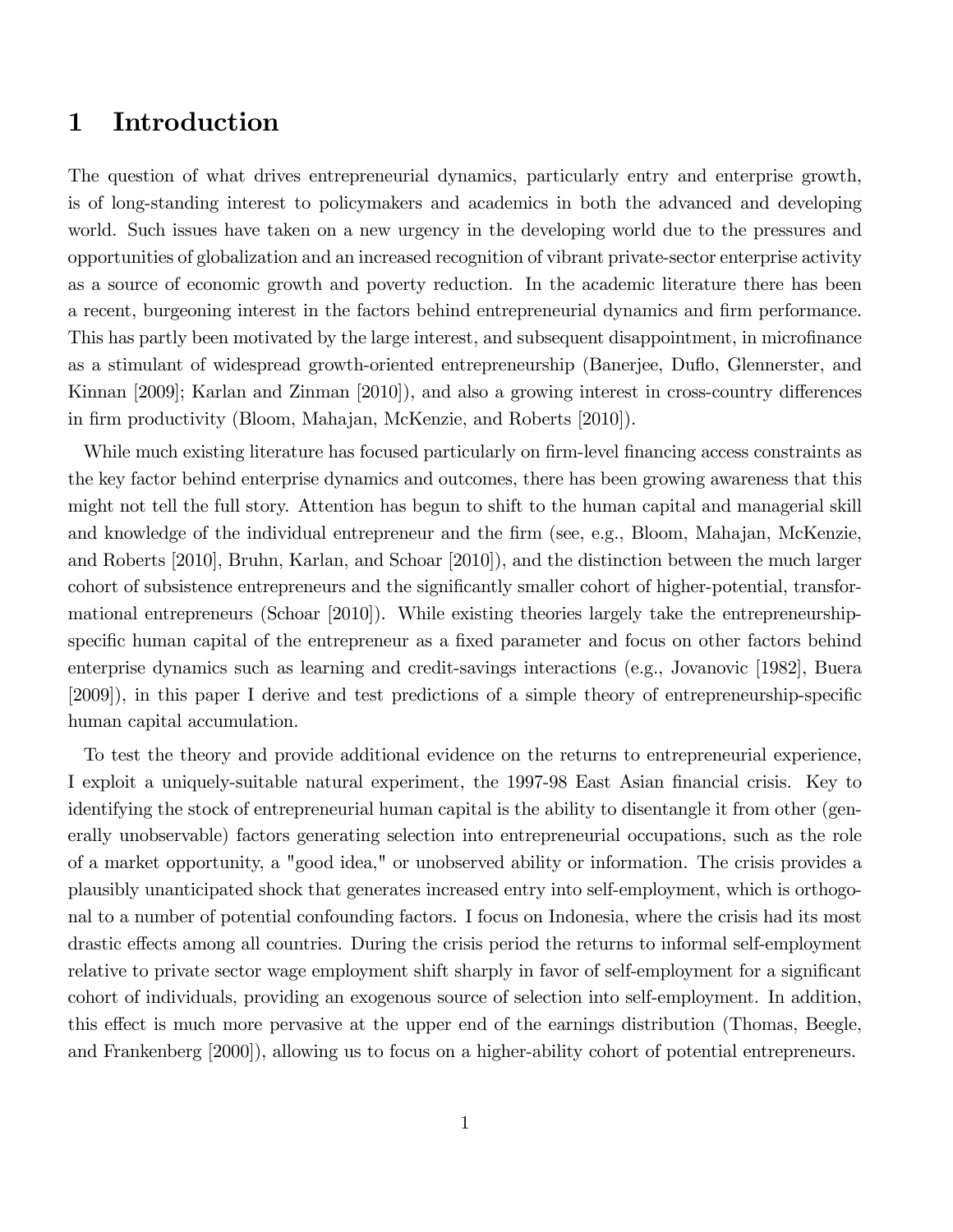# 1 Introduction

The question of what drives entrepreneurial dynamics, particularly entry and enterprise growth, is of long-standing interest to policymakers and academics in both the advanced and developing world. Such issues have taken on a new urgency in the developing world due to the pressures and opportunities of globalization and an increased recognition of vibrant private-sector enterprise activity as a source of economic growth and poverty reduction. In the academic literature there has been a recent, burgeoning interest in the factors behind entrepreneurial dynamics and firm performance. This has partly been motivated by the large interest, and subsequent disappointment, in microfinance as a stimulant of widespread growth-oriented entrepreneurship (Banerjee, Duflo, Glennerster, and Kinnan [2009]; Karlan and Zinman [2010]), and also a growing interest in cross-country differences in firm productivity (Bloom, Mahajan, McKenzie, and Roberts [2010]).

While much existing literature has focused particularly on firm-level financing access constraints as the key factor behind enterprise dynamics and outcomes, there has been growing awareness that this might not tell the full story. Attention has begun to shift to the human capital and managerial skill and knowledge of the individual entrepreneur and the firm (see, e.g., Bloom, Mahajan, McKenzie, and Roberts [2010], Bruhn, Karlan, and Schoar [2010]), and the distinction between the much larger cohort of subsistence entrepreneurs and the significantly smaller cohort of higher-potential, transformational entrepreneurs (Schoar [2010]). While existing theories largely take the entrepreneurship-specific human capital of the entrepreneur as a fixed parameter and focus on other factors behind enterprise dynamics such as learning and credit-savings interactions (e.g., Jovanovic [1982], Buera [2009]), in this paper I derive and test predictions of a simple theory of entrepreneurship-specific human capital accumulation.

To test the theory and provide additional evidence on the returns to entrepreneurial experience, I exploit a uniquely-suitable natural experiment, the 1997-98 East Asian financial crisis. Key to identifying the stock of entrepreneurial human capital is the ability to disentangle it from other (generally unobservable) factors generating selection into entrepreneurial occupations, such as the role of a market opportunity, a "good idea," or unobserved ability or information. The crisis provides a plausibly unanticipated shock that generates increased entry into self-employment, which is orthogonal to a number of potential confounding factors. I focus on Indonesia, where the crisis had its most drastic effects among all countries. During the crisis period the returns to informal self-employment relative to private sector wage employment shift sharply in favor of self-employment for a significant cohort of individuals, providing an exogenous source of selection into self-employment. In addition, this effect is much more pervasive at the upper end of the earnings distribution (Thomas, Beegle, and Frankenberg [2000]), allowing us to focus on a higher-ability cohort of potential entrepreneurs.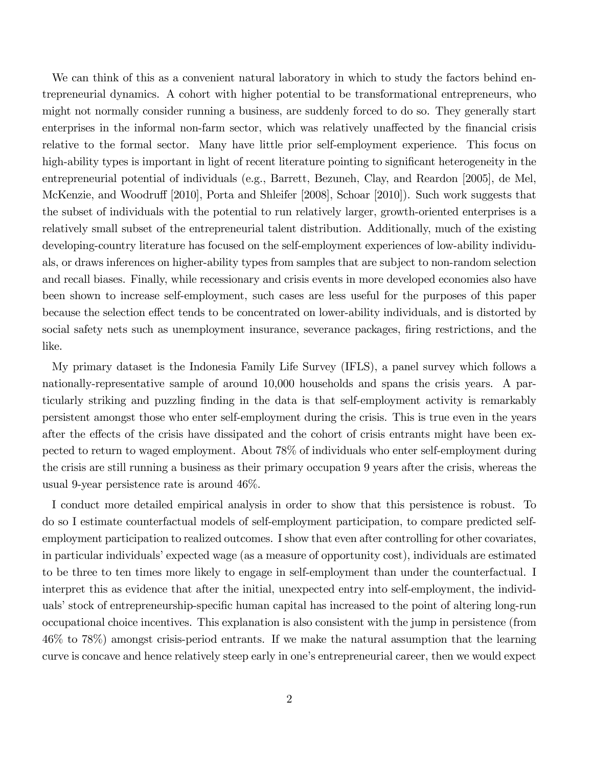We can think of this as a convenient natural laboratory in which to study the factors behind entrepreneurial dynamics. A cohort with higher potential to be transformational entrepreneurs, who might not normally consider running a business, are suddenly forced to do so. They generally start enterprises in the informal non-farm sector, which was relatively unaffected by the financial crisis relative to the formal sector. Many have little prior self-employment experience. This focus on high-ability types is important in light of recent literature pointing to significant heterogeneity in the entrepreneurial potential of individuals (e.g., Barrett, Bezuneh, Clay, and Reardon [2005], de Mel, McKenzie, and Woodruff [2010], Porta and Shleifer [2008], Schoar [2010]). Such work suggests that the subset of individuals with the potential to run relatively larger, growth-oriented enterprises is a relatively small subset of the entrepreneurial talent distribution. Additionally, much of the existing developing-country literature has focused on the self-employment experiences of low-ability individuals, or draws inferences on higher-ability types from samples that are subject to non-random selection and recall biases. Finally, while recessionary and crisis events in more developed economies also have been shown to increase self-employment, such cases are less useful for the purposes of this paper because the selection effect tends to be concentrated on lower-ability individuals, and is distorted by social safety nets such as unemployment insurance, severance packages, firing restrictions, and the like.

My primary dataset is the Indonesia Family Life Survey (IFLS), a panel survey which follows a nationally-representative sample of around 10,000 households and spans the crisis years. A particularly striking and puzzling finding in the data is that self-employment activity is remarkably persistent amongst those who enter self-employment during the crisis. This is true even in the years after the effects of the crisis have dissipated and the cohort of crisis entrants might have been expected to return to waged employment. About 78% of individuals who enter self-employment during the crisis are still running a business as their primary occupation 9 years after the crisis, whereas the usual 9-year persistence rate is around 46%.

I conduct more detailed empirical analysis in order to show that this persistence is robust. To do so I estimate counterfactual models of self-employment participation, to compare predicted self-employment participation to realized outcomes. I show that even after controlling for other covariates, in particular individuals' expected wage (as a measure of opportunity cost), individuals are estimated to be three to ten times more likely to engage in self-employment than under the counterfactual. I interpret this as evidence that after the initial, unexpected entry into self-employment, the individuals' stock of entrepreneurship-specific human capital has increased to the point of altering long-run occupational choice incentives. This explanation is also consistent with the jump in persistence (from 46% to 78%) amongst crisis-period entrants. If we make the natural assumption that the learning curve is concave and hence relatively steep early in one's entrepreneurial career, then we would expect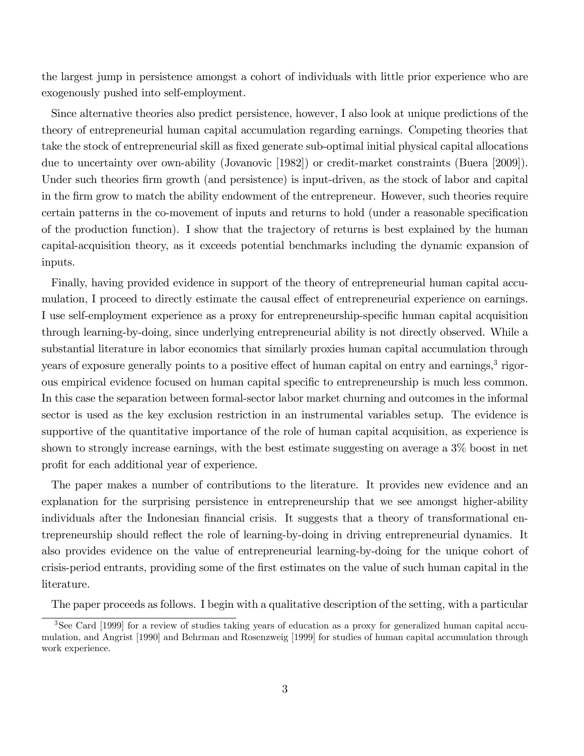the largest jump in persistence amongst a cohort of individuals with little prior experience who are exogenously pushed into self-employment.

Since alternative theories also predict persistence, however, I also look at unique predictions of the theory of entrepreneurial human capital accumulation regarding earnings. Competing theories that take the stock of entrepreneurial skill as fixed generate sub-optimal initial physical capital allocations due to uncertainty over own-ability (Jovanovic [1982]) or credit-market constraints (Buera [2009]). Under such theories firm growth (and persistence) is input-driven, as the stock of labor and capital in the firm grow to match the ability endowment of the entrepreneur. However, such theories require certain patterns in the co-movement of inputs and returns to hold (under a reasonable specification of the production function). I show that the trajectory of returns is best explained by the human capital-acquisition theory, as it exceeds potential benchmarks including the dynamic expansion of inputs.

Finally, having provided evidence in support of the theory of entrepreneurial human capital accumulation, I proceed to directly estimate the causal effect of entrepreneurial experience on earnings. I use self-employment experience as a proxy for entrepreneurship-specific human capital acquisition through learning-by-doing, since underlying entrepreneurial ability is not directly observed. While a substantial literature in labor economics that similarly proxies human capital accumulation through years of exposure generally points to a positive effect of human capital on entry and earnings,[3] rigorous empirical evidence focused on human capital specific to entrepreneurship is much less common. In this case the separation between formal-sector labor market churning and outcomes in the informal sector is used as the key exclusion restriction in an instrumental variables setup. The evidence is supportive of the quantitative importance of the role of human capital acquisition, as experience is shown to strongly increase earnings, with the best estimate suggesting on average a 3% boost in net profit for each additional year of experience.

The paper makes a number of contributions to the literature. It provides new evidence and an explanation for the surprising persistence in entrepreneurship that we see amongst higher-ability individuals after the Indonesian financial crisis. It suggests that a theory of transformational entrepreneurship should reflect the role of learning-by-doing in driving entrepreneurial dynamics. It also provides evidence on the value of entrepreneurial learning-by-doing for the unique cohort of crisis-period entrants, providing some of the first estimates on the value of such human capital in the literature.

The paper proceeds as follows. I begin with a qualitative description of the setting, with a particular

[3] See Card [1999] for a review of studies taking years of education as a proxy for generalized human capital accumulation, and Angrist [1990] and Behrman and Rosenzweig [1999] for studies of human capital accumulation through work experience.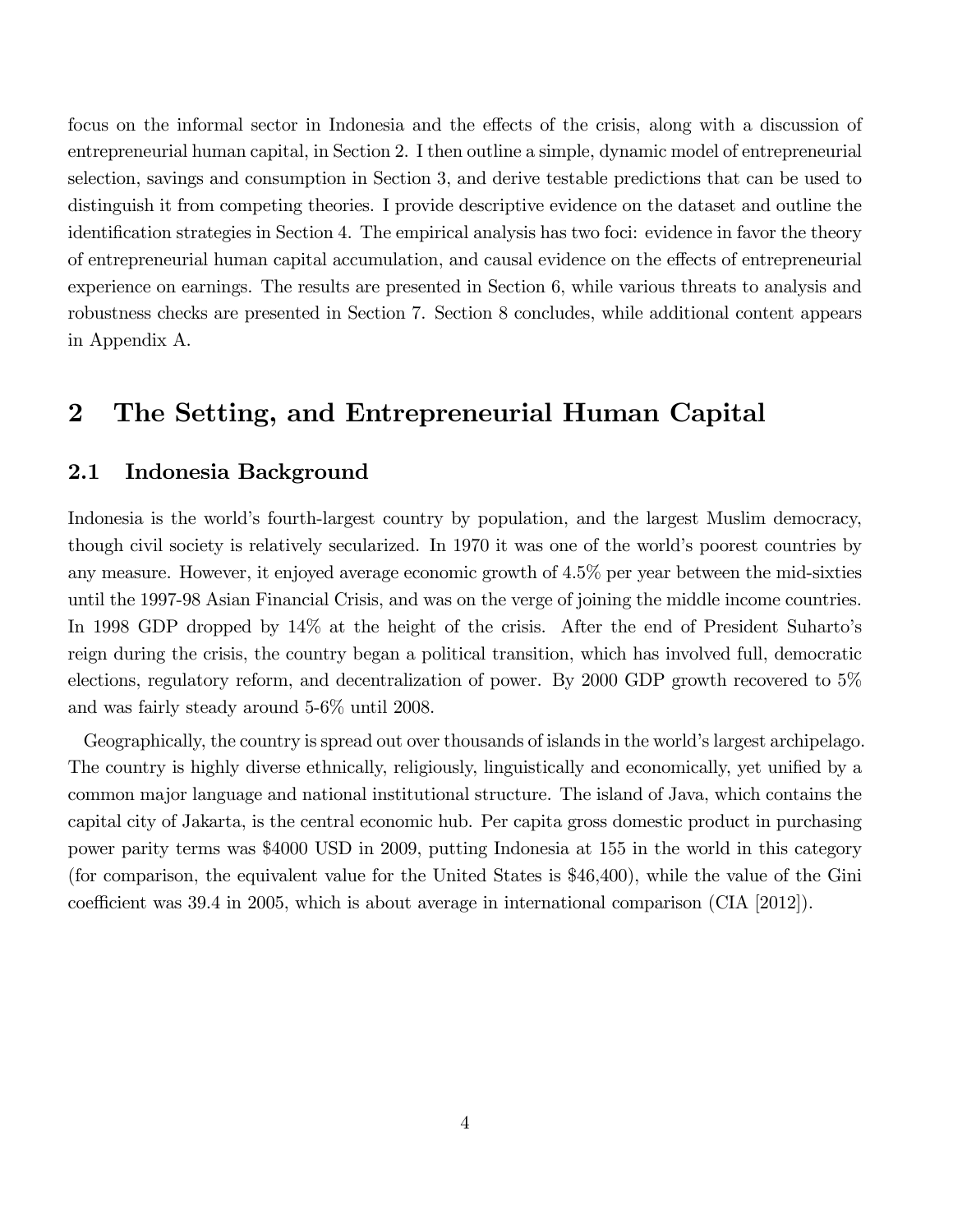focus on the informal sector in Indonesia and the effects of the crisis, along with a discussion of entrepreneurial human capital, in Section 2. I then outline a simple, dynamic model of entrepreneurial selection, savings and consumption in Section 3, and derive testable predictions that can be used to distinguish it from competing theories. I provide descriptive evidence on the dataset and outline the identification strategies in Section 4. The empirical analysis has two foci: evidence in favor the theory of entrepreneurial human capital accumulation, and causal evidence on the effects of entrepreneurial experience on earnings. The results are presented in Section 6, while various threats to analysis and robustness checks are presented in Section 7. Section 8 concludes, while additional content appears in Appendix A.

## 2 The Setting, and Entrepreneurial Human Capital

### 2.1 Indonesia Background

Indonesia is the world's fourth-largest country by population, and the largest Muslim democracy, though civil society is relatively secularized. In 1970 it was one of the world's poorest countries by any measure. However, it enjoyed average economic growth of 4.5% per year between the mid-sixties until the 1997-98 Asian Financial Crisis, and was on the verge of joining the middle income countries. In 1998 GDP dropped by 14% at the height of the crisis. After the end of President Suharto's reign during the crisis, the country began a political transition, which has involved full, democratic elections, regulatory reform, and decentralization of power. By 2000 GDP growth recovered to 5% and was fairly steady around 5-6% until 2008.

Geographically, the country is spread out over thousands of islands in the world's largest archipelago. The country is highly diverse ethnically, religiously, linguistically and economically, yet unified by a common major language and national institutional structure. The island of Java, which contains the capital city of Jakarta, is the central economic hub. Per capita gross domestic product in purchasing power parity terms was $4000 USD in 2009, putting Indonesia at 155 in the world in this category (for comparison, the equivalent value for the United States is $46,400), while the value of the Gini coefficient was 39.4 in 2005, which is about average in international comparison (CIA [2012]).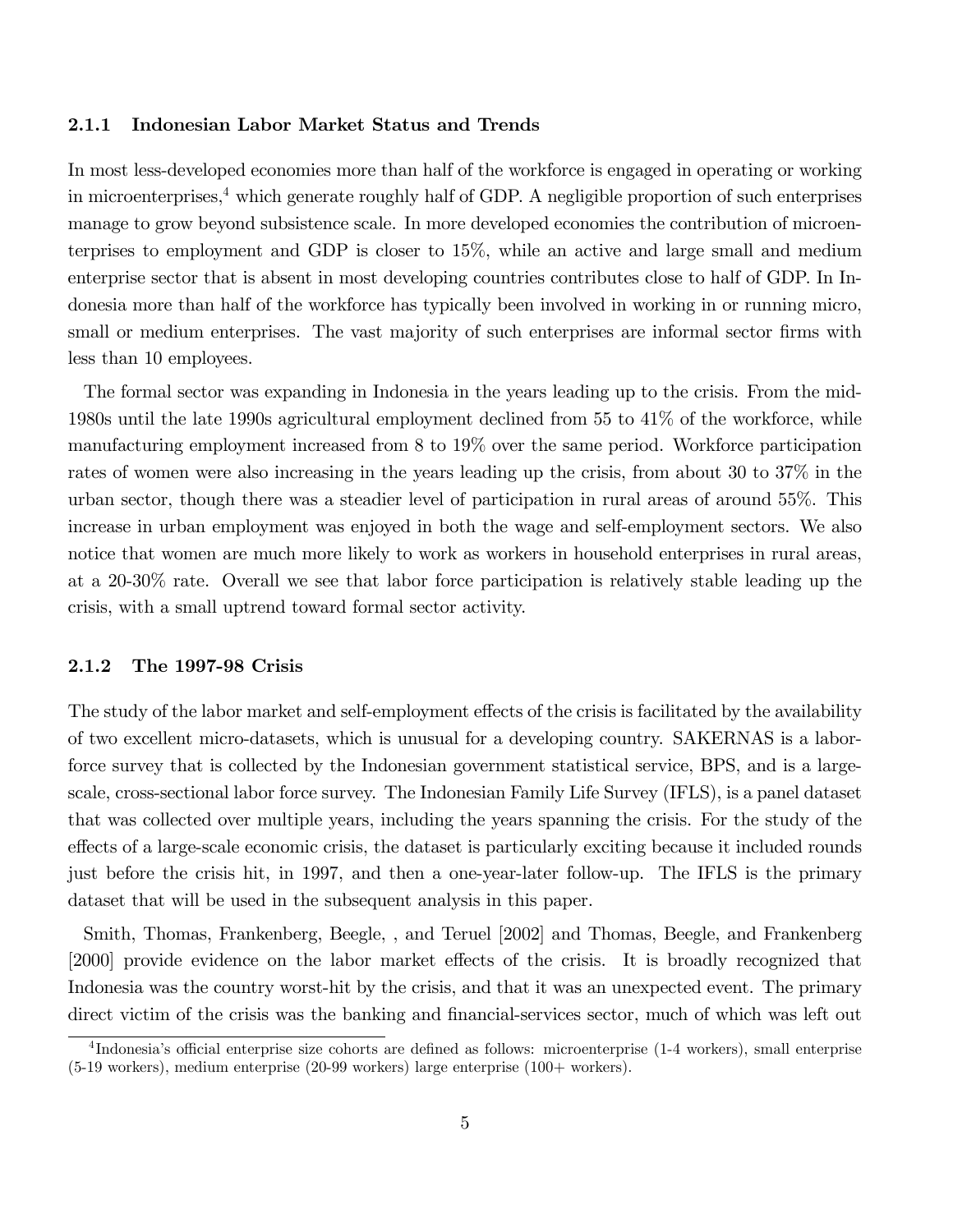### 2.1.1 Indonesian Labor Market Status and Trends

In most less-developed economies more than half of the workforce is engaged in operating or working in microenterprises,[4] which generate roughly half of GDP. A negligible proportion of such enterprises manage to grow beyond subsistence scale. In more developed economies the contribution of microenterprises to employment and GDP is closer to 15%, while an active and large small and medium enterprise sector that is absent in most developing countries contributes close to half of GDP. In Indonesia more than half of the workforce has typically been involved in working in or running micro, small or medium enterprises. The vast majority of such enterprises are informal sector firms with less than 10 employees.

The formal sector was expanding in Indonesia in the years leading up to the crisis. From the mid-1980s until the late 1990s agricultural employment declined from 55 to 41% of the workforce, while manufacturing employment increased from 8 to 19% over the same period. Workforce participation rates of women were also increasing in the years leading up the crisis, from about 30 to 37% in the urban sector, though there was a steadier level of participation in rural areas of around 55%. This increase in urban employment was enjoyed in both the wage and self-employment sectors. We also notice that women are much more likely to work as workers in household enterprises in rural areas, at a 20-30% rate. Overall we see that labor force participation is relatively stable leading up the crisis, with a small uptrend toward formal sector activity.

### 2.1.2 The 1997-98 Crisis

The study of the labor market and self-employment effects of the crisis is facilitated by the availability of two excellent micro-datasets, which is unusual for a developing country. SAKERNAS is a labor-force survey that is collected by the Indonesian government statistical service, BPS, and is a large-scale, cross-sectional labor force survey. The Indonesian Family Life Survey (IFLS), is a panel dataset that was collected over multiple years, including the years spanning the crisis. For the study of the effects of a large-scale economic crisis, the dataset is particularly exciting because it included rounds just before the crisis hit, in 1997, and then a one-year-later follow-up. The IFLS is the primary dataset that will be used in the subsequent analysis in this paper.

Smith, Thomas, Frankenberg, Beegle, , and Teruel [2002] and Thomas, Beegle, and Frankenberg [2000] provide evidence on the labor market effects of the crisis. It is broadly recognized that Indonesia was the country worst-hit by the crisis, and that it was an unexpected event. The primary direct victim of the crisis was the banking and financial-services sector, much of which was left out

[4] Indonesia's official enterprise size cohorts are defined as follows: microenterprise (1-4 workers), small enterprise (5-19 workers), medium enterprise (20-99 workers) large enterprise (100+ workers).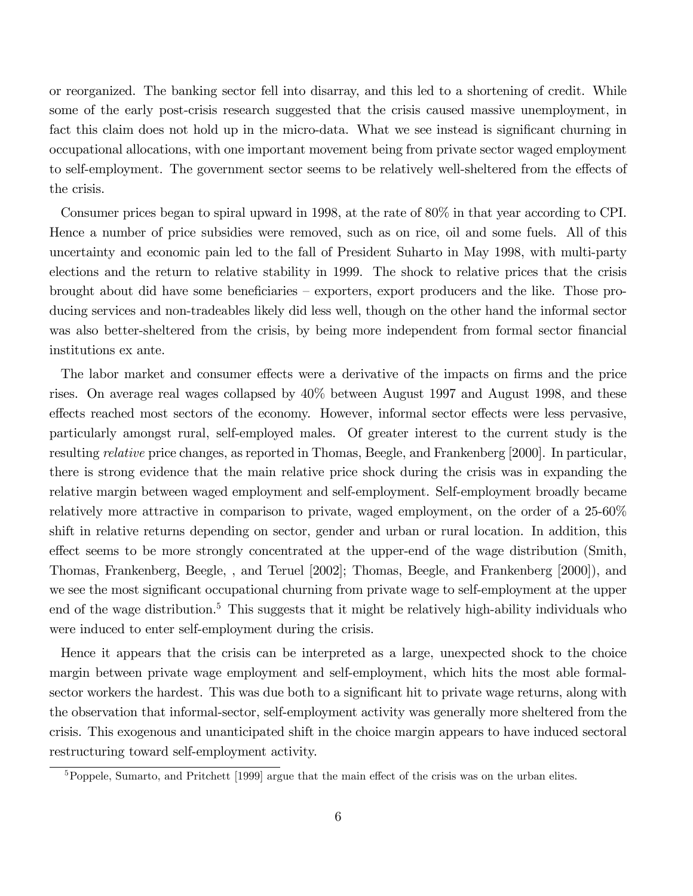or reorganized. The banking sector fell into disarray, and this led to a shortening of credit. While some of the early post-crisis research suggested that the crisis caused massive unemployment, in fact this claim does not hold up in the micro-data. What we see instead is significant churning in occupational allocations, with one important movement being from private sector waged employment to self-employment. The government sector seems to be relatively well-sheltered from the effects of the crisis.

Consumer prices began to spiral upward in 1998, at the rate of 80% in that year according to CPI. Hence a number of price subsidies were removed, such as on rice, oil and some fuels. All of this uncertainty and economic pain led to the fall of President Suharto in May 1998, with multi-party elections and the return to relative stability in 1999. The shock to relative prices that the crisis brought about did have some beneficiaries – exporters, export producers and the like. Those producing services and non-tradeables likely did less well, though on the other hand the informal sector was also better-sheltered from the crisis, by being more independent from formal sector financial institutions ex ante.

The labor market and consumer effects were a derivative of the impacts on firms and the price rises. On average real wages collapsed by 40% between August 1997 and August 1998, and these effects reached most sectors of the economy. However, informal sector effects were less pervasive, particularly amongst rural, self-employed males. Of greater interest to the current study is the resulting *relative* price changes, as reported in Thomas, Beegle, and Frankenberg [2000]. In particular, there is strong evidence that the main relative price shock during the crisis was in expanding the relative margin between waged employment and self-employment. Self-employment broadly became relatively more attractive in comparison to private, waged employment, on the order of a 25-60% shift in relative returns depending on sector, gender and urban or rural location. In addition, this effect seems to be more strongly concentrated at the upper-end of the wage distribution (Smith, Thomas, Frankenberg, Beegle, , and Teruel [2002]; Thomas, Beegle, and Frankenberg [2000]), and we see the most significant occupational churning from private wage to self-employment at the upper end of the wage distribution.[5] This suggests that it might be relatively high-ability individuals who were induced to enter self-employment during the crisis.

Hence it appears that the crisis can be interpreted as a large, unexpected shock to the choice margin between private wage employment and self-employment, which hits the most able formal-sector workers the hardest. This was due both to a significant hit to private wage returns, along with the observation that informal-sector, self-employment activity was generally more sheltered from the crisis. This exogenous and unanticipated shift in the choice margin appears to have induced sectoral restructuring toward self-employment activity.

[5] Poppele, Sumarto, and Pritchett [1999] argue that the main effect of the crisis was on the urban elites.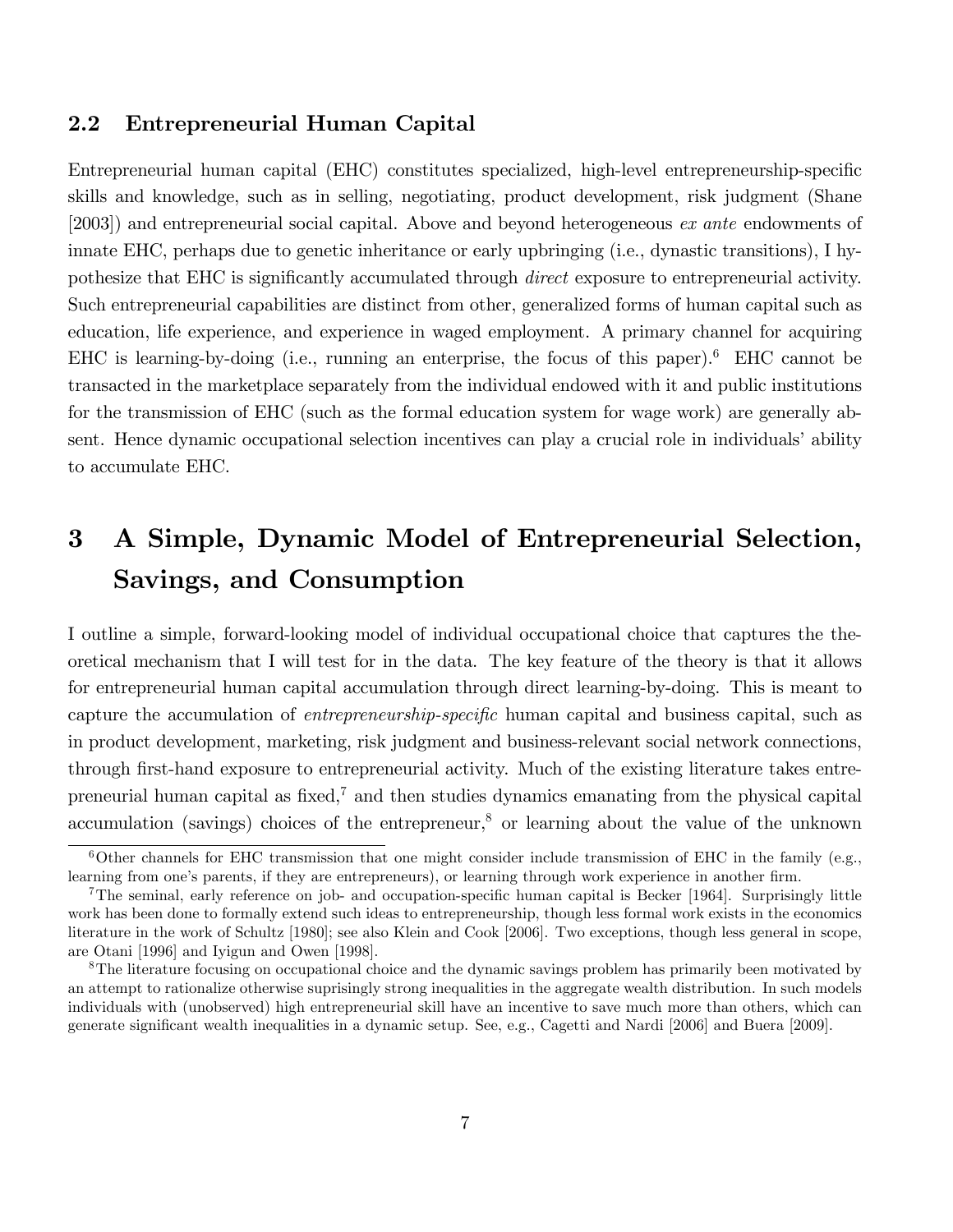### 2.2 Entrepreneurial Human Capital

Entrepreneurial human capital (EHC) constitutes specialized, high-level entrepreneurship-specific skills and knowledge, such as in selling, negotiating, product development, risk judgment (Shane [2003]) and entrepreneurial social capital. Above and beyond heterogeneous *ex ante* endowments of innate EHC, perhaps due to genetic inheritance or early upbringing (i.e., dynastic transitions), I hypothesize that EHC is significantly accumulated through *direct* exposure to entrepreneurial activity. Such entrepreneurial capabilities are distinct from other, generalized forms of human capital such as education, life experience, and experience in waged employment. A primary channel for acquiring EHC is learning-by-doing (i.e., running an enterprise, the focus of this paper).[6] EHC cannot be transacted in the marketplace separately from the individual endowed with it and public institutions for the transmission of EHC (such as the formal education system for wage work) are generally absent. Hence dynamic occupational selection incentives can play a crucial role in individuals' ability to accumulate EHC.

# 3 A Simple, Dynamic Model of Entrepreneurial Selection, Savings, and Consumption

I outline a simple, forward-looking model of individual occupational choice that captures the theoretical mechanism that I will test for in the data. The key feature of the theory is that it allows for entrepreneurial human capital accumulation through direct learning-by-doing. This is meant to capture the accumulation of *entrepreneurship-specific* human capital and business capital, such as in product development, marketing, risk judgment and business-relevant social network connections, through first-hand exposure to entrepreneurial activity. Much of the existing literature takes entrepreneurial human capital as fixed,[7] and then studies dynamics emanating from the physical capital accumulation (savings) choices of the entrepreneur,[8] or learning about the value of the unknown

[6] Other channels for EHC transmission that one might consider include transmission of EHC in the family (e.g., learning from one's parents, if they are entrepreneurs), or learning through work experience in another firm.

[7] The seminal, early reference on job- and occupation-specific human capital is Becker [1964]. Surprisingly little work has been done to formally extend such ideas to entrepreneurship, though less formal work exists in the economics literature in the work of Schultz [1980]; see also Klein and Cook [2006]. Two exceptions, though less general in scope, are Otani [1996] and Iyigun and Owen [1998].

[8] The literature focusing on occupational choice and the dynamic savings problem has primarily been motivated by an attempt to rationalize otherwise suprisingly strong inequalities in the aggregate wealth distribution. In such models individuals with (unobserved) high entrepreneurial skill have an incentive to save much more than others, which can generate significant wealth inequalities in a dynamic setup. See, e.g., Cagetti and Nardi [2006] and Buera [2009].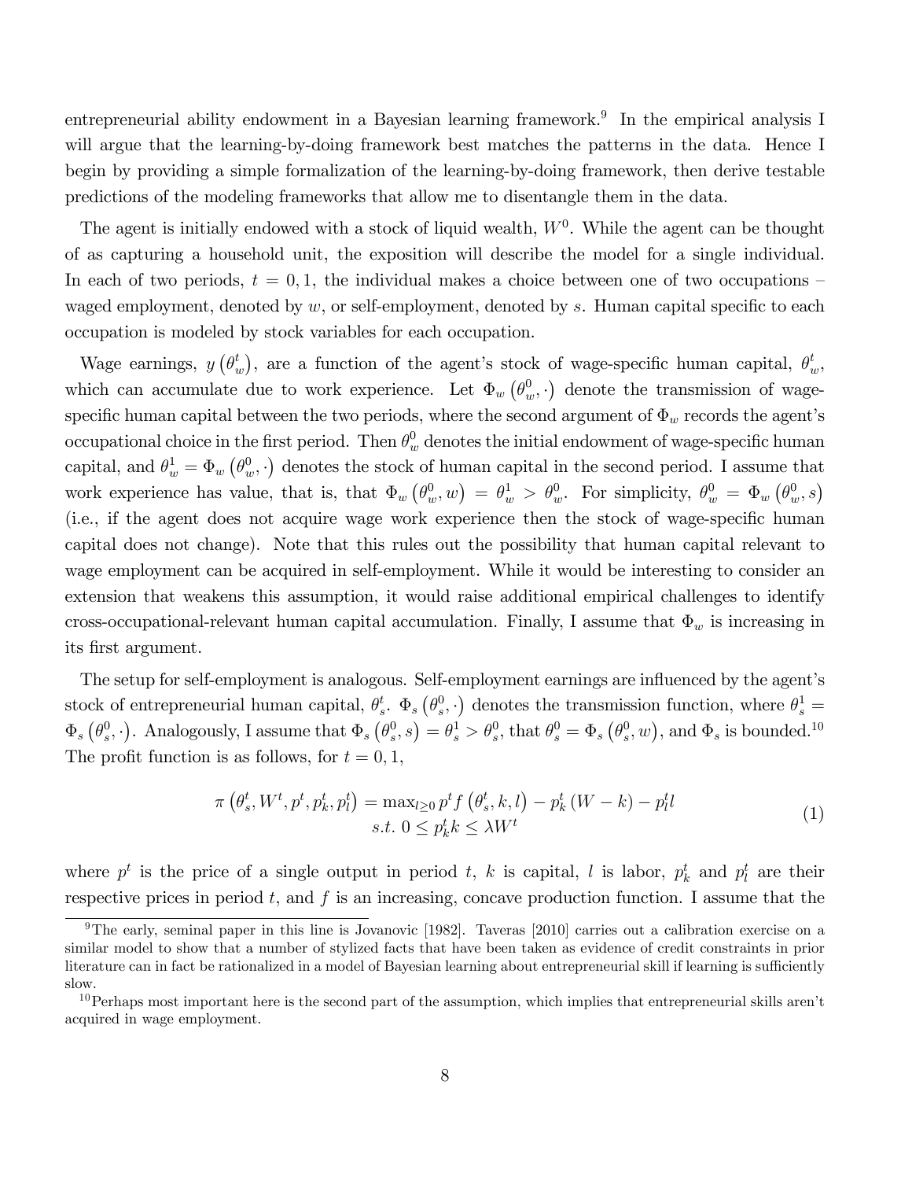entrepreneurial ability endowment in a Bayesian learning framework.[9] In the empirical analysis I will argue that the learning-by-doing framework best matches the patterns in the data. Hence I begin by providing a simple formalization of the learning-by-doing framework, then derive testable predictions of the modeling frameworks that allow me to disentangle them in the data.

The agent is initially endowed with a stock of liquid wealth, $W^0$. While the agent can be thought of as capturing a household unit, the exposition will describe the model for a single individual. In each of two periods, $t = 0, 1$, the individual makes a choice between one of two occupations – waged employment, denoted by $w$, or self-employment, denoted by $s$. Human capital specific to each occupation is modeled by stock variables for each occupation.

Wage earnings, $y\left(\theta_w^t\right)$, are a function of the agent's stock of wage-specific human capital, $\theta_w^t$, which can accumulate due to work experience. Let $\Phi_w\left(\theta_w^0, \cdot\right)$ denote the transmission of wage-specific human capital between the two periods, where the second argument of $\Phi_w$ records the agent's occupational choice in the first period. Then $\theta_w^0$ denotes the initial endowment of wage-specific human capital, and $\theta_w^1 = \Phi_w\left(\theta_w^0, \cdot\right)$ denotes the stock of human capital in the second period. I assume that work experience has value, that is, that $\Phi_w\left(\theta_w^0, w\right) = \theta_w^1 > \theta_w^0$. For simplicity, $\theta_w^0 = \Phi_w\left(\theta_w^0, s\right)$ (i.e., if the agent does not acquire wage work experience then the stock of wage-specific human capital does not change). Note that this rules out the possibility that human capital relevant to wage employment can be acquired in self-employment. While it would be interesting to consider an extension that weakens this assumption, it would raise additional empirical challenges to identify cross-occupational-relevant human capital accumulation. Finally, I assume that $\Phi_w$ is increasing in its first argument.

The setup for self-employment is analogous. Self-employment earnings are influenced by the agent's stock of entrepreneurial human capital, $\theta_s^t$. $\Phi_s\left(\theta_s^0, \cdot\right)$ denotes the transmission function, where $\theta_s^1 = \Phi_s\left(\theta_s^0, \cdot\right)$. Analogously, I assume that $\Phi_s\left(\theta_s^0, s\right) = \theta_s^1 > \theta_s^0$, that $\theta_s^0 = \Phi_s\left(\theta_s^0, w\right)$, and $\Phi_s$ is bounded.[10] The profit function is as follows, for $t = 0, 1$,

$$
\begin{aligned}
\pi\left(\theta_s^t, W^t, p^t, p_k^t, p_l^t\right) = \max_{l \geq 0} p^t f\left(\theta_s^t, k, l\right) - p_k^t\left(W - k\right) - p_l^t l \\
s.t.\ 0 \leq p_k^t k \leq \lambda W^t
\end{aligned}
\tag{1}
$$

where $p^t$ is the price of a single output in period $t$, $k$ is capital, $l$ is labor, $p_k^t$ and $p_l^t$ are their respective prices in period $t$, and $f$ is an increasing, concave production function. I assume that the

[9] The early, seminal paper in this line is Jovanovic [1982]. Taveras [2010] carries out a calibration exercise on a similar model to show that a number of stylized facts that have been taken as evidence of credit constraints in prior literature can in fact be rationalized in a model of Bayesian learning about entrepreneurial skill if learning is sufficiently slow.

[10] Perhaps most important here is the second part of the assumption, which implies that entrepreneurial skills aren't acquired in wage employment.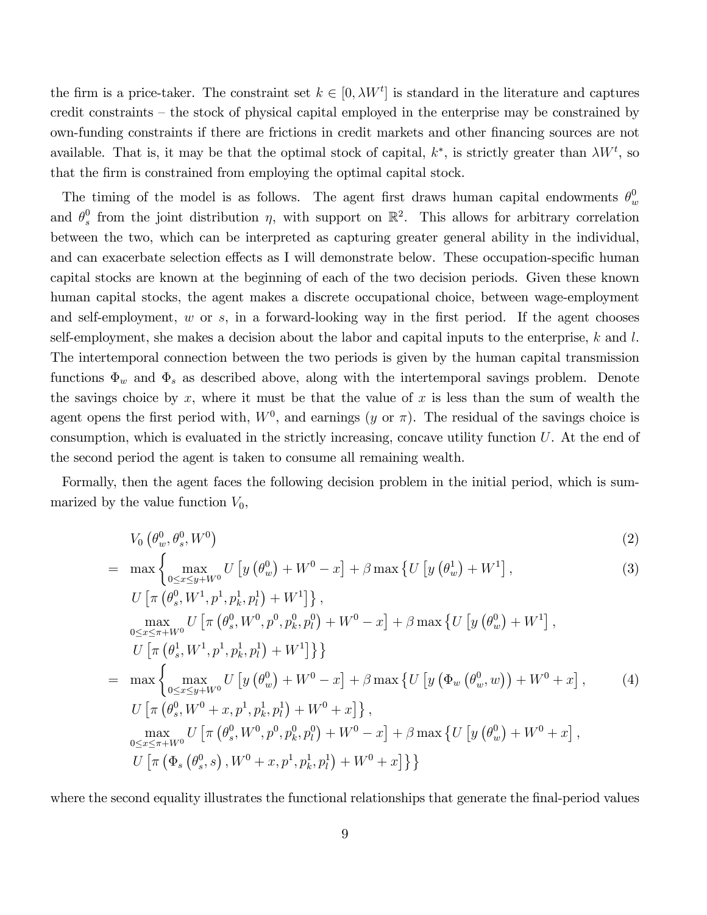the firm is a price-taker. The constraint set $k \in [0, \lambda W^t]$ is standard in the literature and captures credit constraints – the stock of physical capital employed in the enterprise may be constrained by own-funding constraints if there are frictions in credit markets and other financing sources are not available. That is, it may be that the optimal stock of capital, $k^*$, is strictly greater than $\lambda W^t$, so that the firm is constrained from employing the optimal capital stock.

The timing of the model is as follows. The agent first draws human capital endowments $\theta_w^0$ and $\theta_s^0$ from the joint distribution $\eta$, with support on $\mathbb{R}^2$. This allows for arbitrary correlation between the two, which can be interpreted as capturing greater general ability in the individual, and can exacerbate selection effects as I will demonstrate below. These occupation-specific human capital stocks are known at the beginning of each of the two decision periods. Given these known human capital stocks, the agent makes a discrete occupational choice, between wage-employment and self-employment, $w$ or $s$, in a forward-looking way in the first period. If the agent chooses self-employment, she makes a decision about the labor and capital inputs to the enterprise, $k$ and $l$. The intertemporal connection between the two periods is given by the human capital transmission functions $\Phi_w$ and $\Phi_s$ as described above, along with the intertemporal savings problem. Denote the savings choice by $x$, where it must be that the value of $x$ is less than the sum of wealth the agent opens the first period with, $W^0$, and earnings ($y$ or $\pi$). The residual of the savings choice is consumption, which is evaluated in the strictly increasing, concave utility function $U$. At the end of the second period the agent is taken to consume all remaining wealth.

Formally, then the agent faces the following decision problem in the initial period, which is summarized by the value function $V_0$,

$$
\begin{aligned}
& V_0\left(\theta_w^0, \theta_s^0, W^0\right) && (2)\\
= \; & \max\Big\{ \max_{0 \le x \le y + W^0} U\left[y\left(\theta_w^0\right) + W^0 - x\right] + \beta \max\left\{U\left[y\left(\theta_w^1\right) + W^1\right],\right. && (3)\\
& \left. U\left[\pi\left(\theta_s^0, W^1, p^1, p_k^1, p_l^1\right) + W^1\right]\right\}, \\
& \max_{0 \le x \le \pi + W^0} U\left[\pi\left(\theta_s^0, W^0, p^0, p_k^0, p_l^0\right) + W^0 - x\right] + \beta \max\left\{U\left[y\left(\theta_w^0\right) + W^1\right],\right. \\
& \left. U\left[\pi\left(\theta_s^1, W^1, p^1, p_k^1, p_l^1\right) + W^1\right]\right\}\Big\} \\
= \; & \max\Big\{ \max_{0 \le x \le y + W^0} U\left[y\left(\theta_w^0\right) + W^0 - x\right] + \beta \max\left\{U\left[y\left(\Phi_w\left(\theta_w^0, w\right)\right) + W^0 + x\right],\right. && (4)\\
& \left. U\left[\pi\left(\theta_s^0, W^0 + x, p^1, p_k^1, p_l^1\right) + W^0 + x\right]\right\}, \\
& \max_{0 \le x \le \pi + W^0} U\left[\pi\left(\theta_s^0, W^0, p^0, p_k^0, p_l^0\right) + W^0 - x\right] + \beta \max\left\{U\left[y\left(\theta_w^0\right) + W^0 + x\right],\right. \\
& \left. U\left[\pi\left(\Phi_s\left(\theta_s^0, s\right), W^0 + x, p^1, p_k^1, p_l^1\right) + W^0 + x\right]\right\}\Big\}
\end{aligned}
$$

where the second equality illustrates the functional relationships that generate the final-period values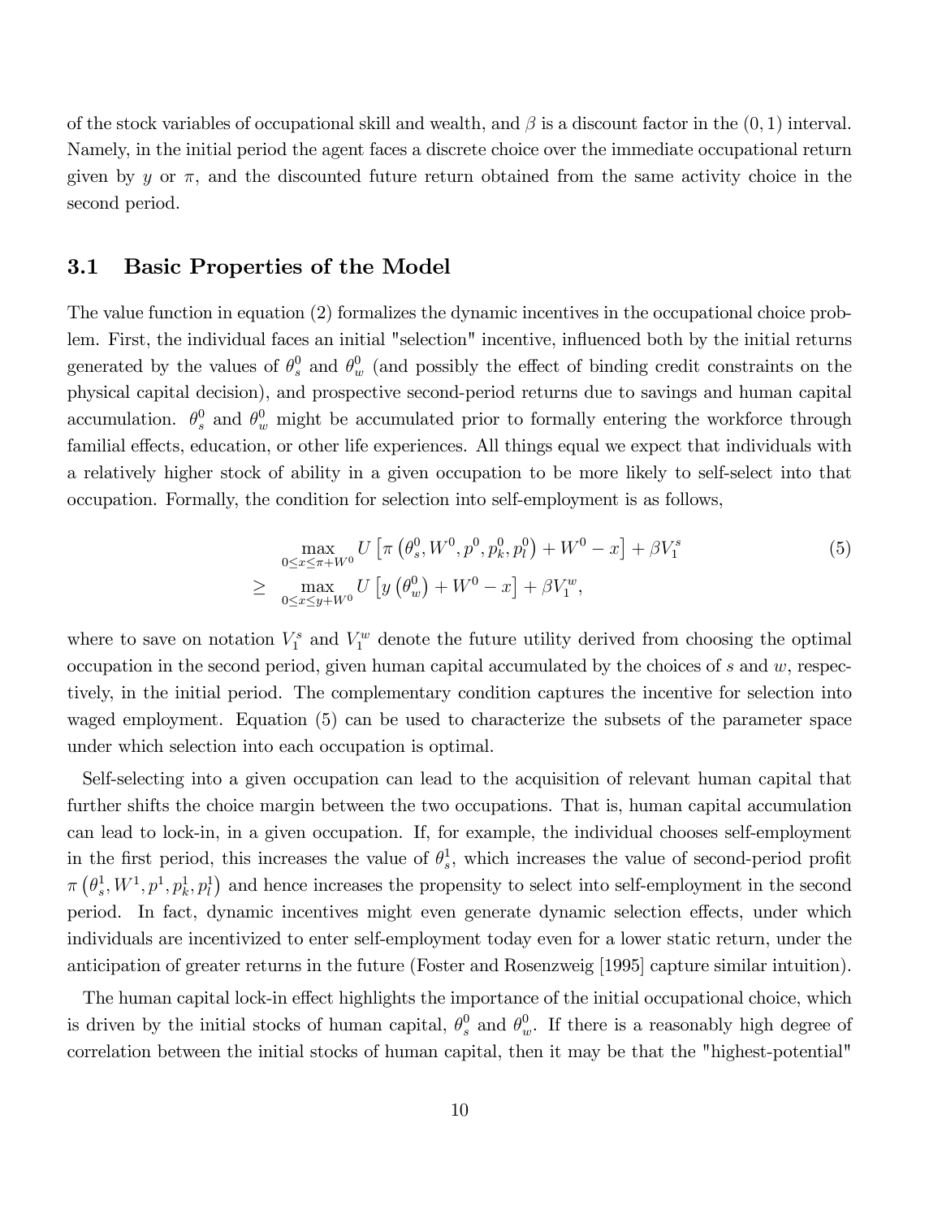of the stock variables of occupational skill and wealth, and $\beta$ is a discount factor in the $(0,1)$ interval. Namely, in the initial period the agent faces a discrete choice over the immediate occupational return given by $y$ or $\pi$, and the discounted future return obtained from the same activity choice in the second period.

### 3.1 Basic Properties of the Model

The value function in equation (2) formalizes the dynamic incentives in the occupational choice problem. First, the individual faces an initial "selection" incentive, influenced both by the initial returns generated by the values of $\theta_s^0$ and $\theta_w^0$ (and possibly the effect of binding credit constraints on the physical capital decision), and prospective second-period returns due to savings and human capital accumulation. $\theta_s^0$ and $\theta_w^0$ might be accumulated prior to formally entering the workforce through familial effects, education, or other life experiences. All things equal we expect that individuals with a relatively higher stock of ability in a given occupation to be more likely to self-select into that occupation. Formally, the condition for selection into self-employment is as follows,

$$
\begin{aligned}
& \max_{0 \leq x \leq \pi + W^0} U\left[\pi\left(\theta_s^0, W^0, p^0, p_k^0, p_l^0\right) + W^0 - x\right] + \beta V_1^s \\
\geq \; & \max_{0 \leq x \leq y + W^0} U\left[y\left(\theta_w^0\right) + W^0 - x\right] + \beta V_1^w,
\end{aligned}
\tag{5}
$$

where to save on notation $V_1^s$ and $V_1^w$ denote the future utility derived from choosing the optimal occupation in the second period, given human capital accumulated by the choices of $s$ and $w$, respectively, in the initial period. The complementary condition captures the incentive for selection into waged employment. Equation (5) can be used to characterize the subsets of the parameter space under which selection into each occupation is optimal.

Self-selecting into a given occupation can lead to the acquisition of relevant human capital that further shifts the choice margin between the two occupations. That is, human capital accumulation can lead to lock-in, in a given occupation. If, for example, the individual chooses self-employment in the first period, this increases the value of $\theta_s^1$, which increases the value of second-period profit $\pi\left(\theta_s^1, W^1, p^1, p_k^1, p_l^1\right)$ and hence increases the propensity to select into self-employment in the second period. In fact, dynamic incentives might even generate dynamic selection effects, under which individuals are incentivized to enter self-employment today even for a lower static return, under the anticipation of greater returns in the future (Foster and Rosenzweig [1995] capture similar intuition).

The human capital lock-in effect highlights the importance of the initial occupational choice, which is driven by the initial stocks of human capital, $\theta_s^0$ and $\theta_w^0$. If there is a reasonably high degree of correlation between the initial stocks of human capital, then it may be that the "highest-potential"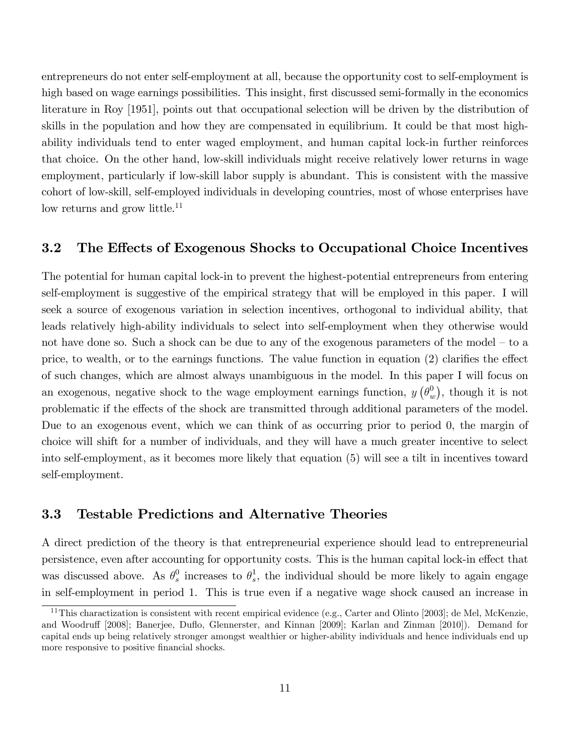entrepreneurs do not enter self-employment at all, because the opportunity cost to self-employment is high based on wage earnings possibilities. This insight, first discussed semi-formally in the economics literature in Roy [1951], points out that occupational selection will be driven by the distribution of skills in the population and how they are compensated in equilibrium. It could be that most high-ability individuals tend to enter waged employment, and human capital lock-in further reinforces that choice. On the other hand, low-skill individuals might receive relatively lower returns in wage employment, particularly if low-skill labor supply is abundant. This is consistent with the massive cohort of low-skill, self-employed individuals in developing countries, most of whose enterprises have low returns and grow little.[11]

### 3.2 The Effects of Exogenous Shocks to Occupational Choice Incentives

The potential for human capital lock-in to prevent the highest-potential entrepreneurs from entering self-employment is suggestive of the empirical strategy that will be employed in this paper. I will seek a source of exogenous variation in selection incentives, orthogonal to individual ability, that leads relatively high-ability individuals to select into self-employment when they otherwise would not have done so. Such a shock can be due to any of the exogenous parameters of the model – to a price, to wealth, or to the earnings functions. The value function in equation (2) clarifies the effect of such changes, which are almost always unambiguous in the model. In this paper I will focus on an exogenous, negative shock to the wage employment earnings function, $y\left(\theta_w^0\right)$, though it is not problematic if the effects of the shock are transmitted through additional parameters of the model. Due to an exogenous event, which we can think of as occurring prior to period 0, the margin of choice will shift for a number of individuals, and they will have a much greater incentive to select into self-employment, as it becomes more likely that equation (5) will see a tilt in incentives toward self-employment.

### 3.3 Testable Predictions and Alternative Theories

A direct prediction of the theory is that entrepreneurial experience should lead to entrepreneurial persistence, even after accounting for opportunity costs. This is the human capital lock-in effect that was discussed above. As $\theta_s^0$ increases to $\theta_s^1$, the individual should be more likely to again engage in self-employment in period 1. This is true even if a negative wage shock caused an increase in

[11] This charactization is consistent with recent empirical evidence (e.g., Carter and Olinto [2003]; de Mel, McKenzie, and Woodruff [2008]; Banerjee, Duflo, Glennerster, and Kinnan [2009]; Karlan and Zinman [2010]). Demand for capital ends up being relatively stronger amongst wealthier or higher-ability individuals and hence individuals end up more responsive to positive financial shocks.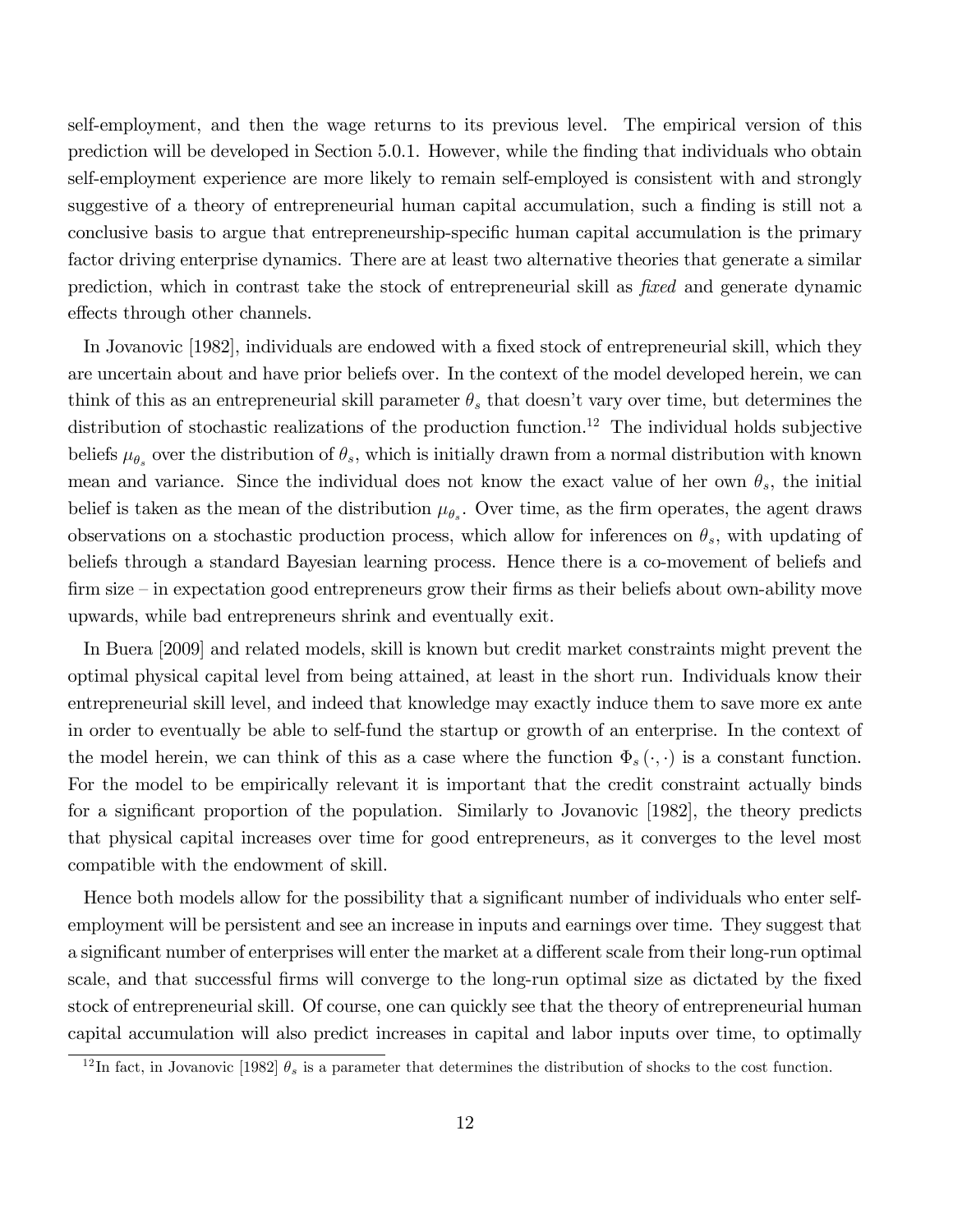self-employment, and then the wage returns to its previous level. The empirical version of this prediction will be developed in Section 5.0.1. However, while the finding that individuals who obtain self-employment experience are more likely to remain self-employed is consistent with and strongly suggestive of a theory of entrepreneurial human capital accumulation, such a finding is still not a conclusive basis to argue that entrepreneurship-specific human capital accumulation is the primary factor driving enterprise dynamics. There are at least two alternative theories that generate a similar prediction, which in contrast take the stock of entrepreneurial skill as *fixed* and generate dynamic effects through other channels.

In Jovanovic [1982], individuals are endowed with a fixed stock of entrepreneurial skill, which they are uncertain about and have prior beliefs over. In the context of the model developed herein, we can think of this as an entrepreneurial skill parameter $\theta_s$ that doesn't vary over time, but determines the distribution of stochastic realizations of the production function.[12] The individual holds subjective beliefs $\mu_{\theta_s}$ over the distribution of $\theta_s$, which is initially drawn from a normal distribution with known mean and variance. Since the individual does not know the exact value of her own $\theta_s$, the initial belief is taken as the mean of the distribution $\mu_{\theta_s}$. Over time, as the firm operates, the agent draws observations on a stochastic production process, which allow for inferences on $\theta_s$, with updating of beliefs through a standard Bayesian learning process. Hence there is a co-movement of beliefs and firm size – in expectation good entrepreneurs grow their firms as their beliefs about own-ability move upwards, while bad entrepreneurs shrink and eventually exit.

In Buera [2009] and related models, skill is known but credit market constraints might prevent the optimal physical capital level from being attained, at least in the short run. Individuals know their entrepreneurial skill level, and indeed that knowledge may exactly induce them to save more ex ante in order to eventually be able to self-fund the startup or growth of an enterprise. In the context of the model herein, we can think of this as a case where the function $\Phi_s(\cdot,\cdot)$ is a constant function. For the model to be empirically relevant it is important that the credit constraint actually binds for a significant proportion of the population. Similarly to Jovanovic [1982], the theory predicts that physical capital increases over time for good entrepreneurs, as it converges to the level most compatible with the endowment of skill.

Hence both models allow for the possibility that a significant number of individuals who enter self-employment will be persistent and see an increase in inputs and earnings over time. They suggest that a significant number of enterprises will enter the market at a different scale from their long-run optimal scale, and that successful firms will converge to the long-run optimal size as dictated by the fixed stock of entrepreneurial skill. Of course, one can quickly see that the theory of entrepreneurial human capital accumulation will also predict increases in capital and labor inputs over time, to optimally

[12] In fact, in Jovanovic [1982] $\theta_s$ is a parameter that determines the distribution of shocks to the cost function.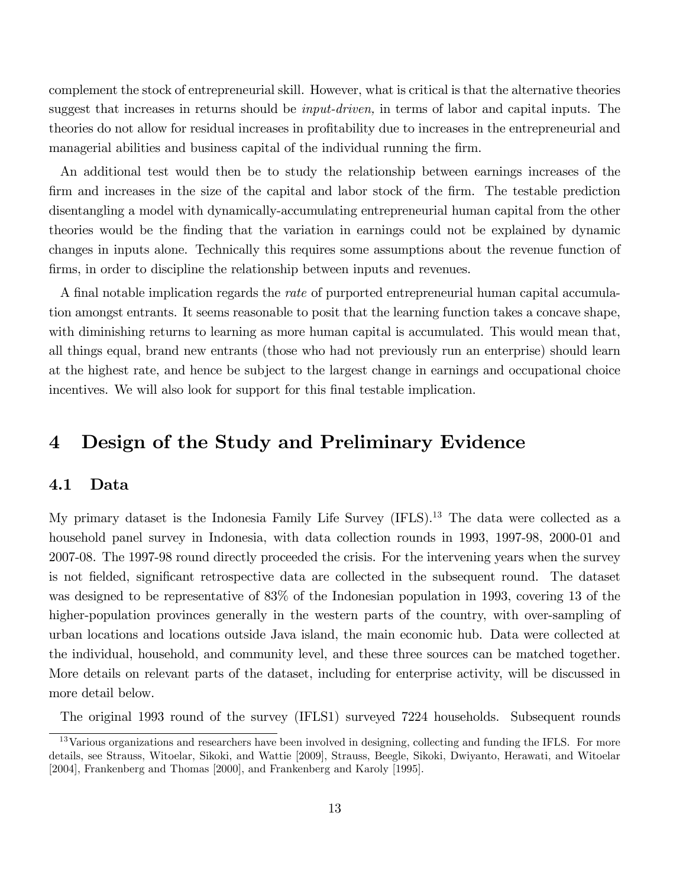complement the stock of entrepreneurial skill. However, what is critical is that the alternative theories suggest that increases in returns should be *input-driven,* in terms of labor and capital inputs. The theories do not allow for residual increases in profitability due to increases in the entrepreneurial and managerial abilities and business capital of the individual running the firm.

An additional test would then be to study the relationship between earnings increases of the firm and increases in the size of the capital and labor stock of the firm. The testable prediction disentangling a model with dynamically-accumulating entrepreneurial human capital from the other theories would be the finding that the variation in earnings could not be explained by dynamic changes in inputs alone. Technically this requires some assumptions about the revenue function of firms, in order to discipline the relationship between inputs and revenues.

A final notable implication regards the *rate* of purported entrepreneurial human capital accumulation amongst entrants. It seems reasonable to posit that the learning function takes a concave shape, with diminishing returns to learning as more human capital is accumulated. This would mean that, all things equal, brand new entrants (those who had not previously run an enterprise) should learn at the highest rate, and hence be subject to the largest change in earnings and occupational choice incentives. We will also look for support for this final testable implication.

# 4 Design of the Study and Preliminary Evidence

## 4.1 Data

My primary dataset is the Indonesia Family Life Survey (IFLS).[13] The data were collected as a household panel survey in Indonesia, with data collection rounds in 1993, 1997-98, 2000-01 and 2007-08. The 1997-98 round directly proceeded the crisis. For the intervening years when the survey is not fielded, significant retrospective data are collected in the subsequent round. The dataset was designed to be representative of 83% of the Indonesian population in 1993, covering 13 of the higher-population provinces generally in the western parts of the country, with over-sampling of urban locations and locations outside Java island, the main economic hub. Data were collected at the individual, household, and community level, and these three sources can be matched together. More details on relevant parts of the dataset, including for enterprise activity, will be discussed in more detail below.

The original 1993 round of the survey (IFLS1) surveyed 7224 households. Subsequent rounds

[13] Various organizations and researchers have been involved in designing, collecting and funding the IFLS. For more details, see Strauss, Witoelar, Sikoki, and Wattie [2009], Strauss, Beegle, Sikoki, Dwiyanto, Herawati, and Witoelar [2004], Frankenberg and Thomas [2000], and Frankenberg and Karoly [1995].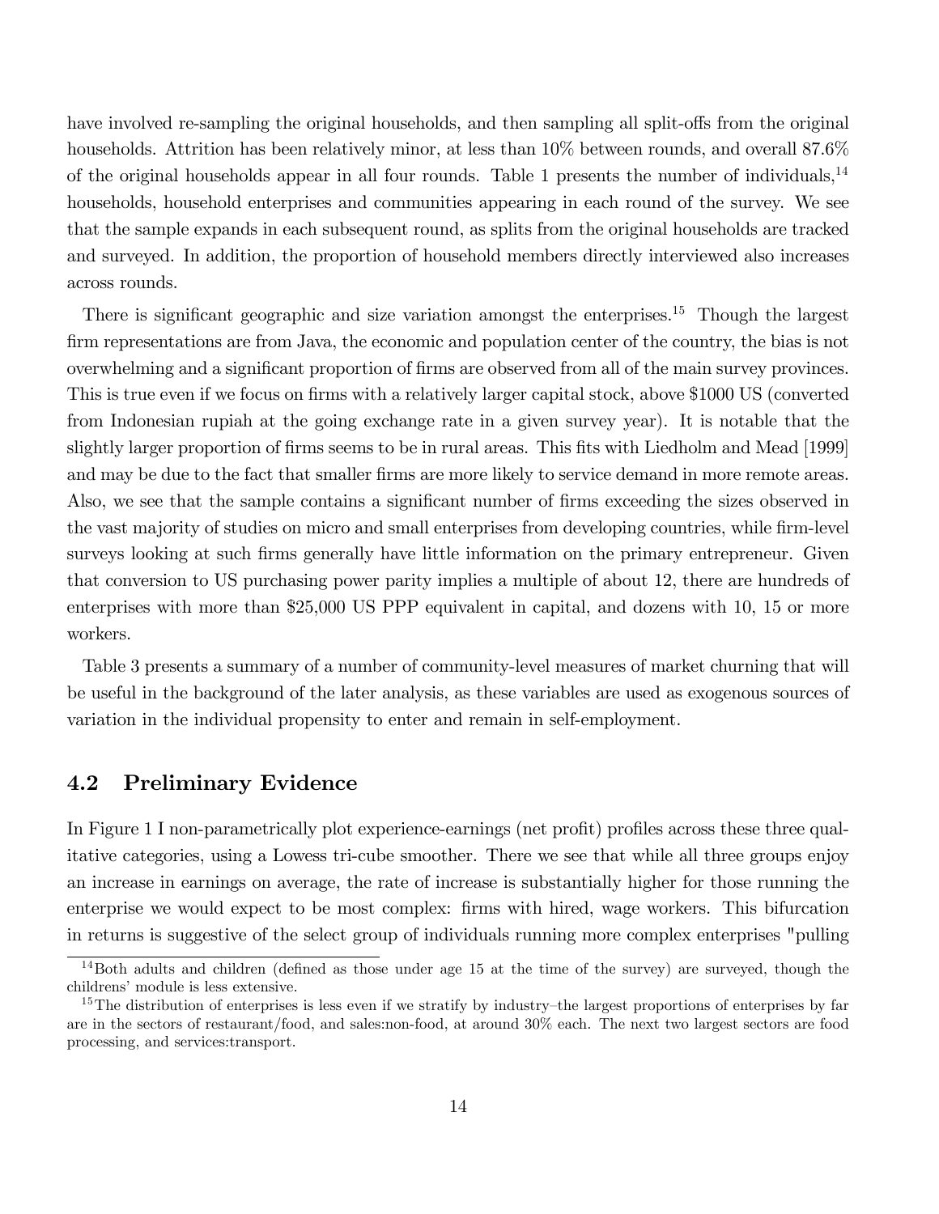have involved re-sampling the original households, and then sampling all split-offs from the original households. Attrition has been relatively minor, at less than 10% between rounds, and overall 87.6% of the original households appear in all four rounds. Table 1 presents the number of individuals,[14] households, household enterprises and communities appearing in each round of the survey. We see that the sample expands in each subsequent round, as splits from the original households are tracked and surveyed. In addition, the proportion of household members directly interviewed also increases across rounds.

There is significant geographic and size variation amongst the enterprises.[15] Though the largest firm representations are from Java, the economic and population center of the country, the bias is not overwhelming and a significant proportion of firms are observed from all of the main survey provinces. This is true even if we focus on firms with a relatively larger capital stock, above $1000 US (converted from Indonesian rupiah at the going exchange rate in a given survey year). It is notable that the slightly larger proportion of firms seems to be in rural areas. This fits with Liedholm and Mead [1999] and may be due to the fact that smaller firms are more likely to service demand in more remote areas. Also, we see that the sample contains a significant number of firms exceeding the sizes observed in the vast majority of studies on micro and small enterprises from developing countries, while firm-level surveys looking at such firms generally have little information on the primary entrepreneur. Given that conversion to US purchasing power parity implies a multiple of about 12, there are hundreds of enterprises with more than $25,000 US PPP equivalent in capital, and dozens with 10, 15 or more workers.

Table 3 presents a summary of a number of community-level measures of market churning that will be useful in the background of the later analysis, as these variables are used as exogenous sources of variation in the individual propensity to enter and remain in self-employment.

## 4.2 Preliminary Evidence

In Figure 1 I non-parametrically plot experience-earnings (net profit) profiles across these three qualitative categories, using a Lowess tri-cube smoother. There we see that while all three groups enjoy an increase in earnings on average, the rate of increase is substantially higher for those running the enterprise we would expect to be most complex: firms with hired, wage workers. This bifurcation in returns is suggestive of the select group of individuals running more complex enterprises "pulling

[14] Both adults and children (defined as those under age 15 at the time of the survey) are surveyed, though the childrens' module is less extensive.

[15] The distribution of enterprises is less even if we stratify by industry–the largest proportions of enterprises by far are in the sectors of restaurant/food, and sales:non-food, at around 30% each. The next two largest sectors are food processing, and services:transport.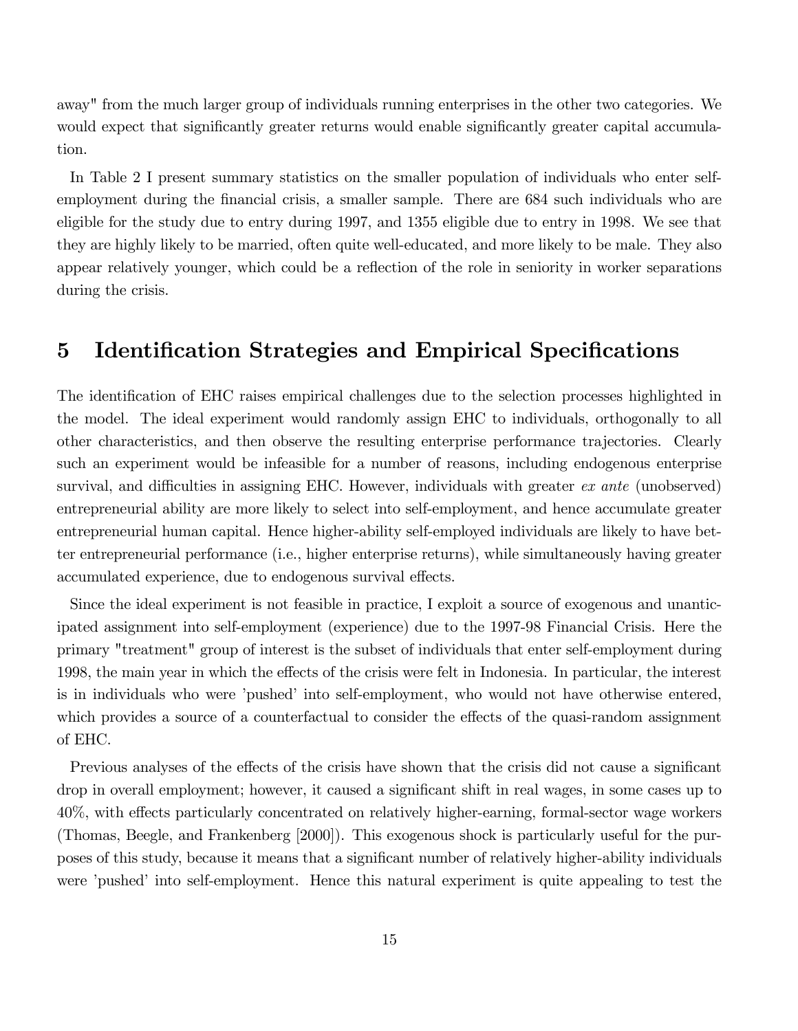away" from the much larger group of individuals running enterprises in the other two categories. We would expect that significantly greater returns would enable significantly greater capital accumulation.

In Table 2 I present summary statistics on the smaller population of individuals who enter self-employment during the financial crisis, a smaller sample. There are 684 such individuals who are eligible for the study due to entry during 1997, and 1355 eligible due to entry in 1998. We see that they are highly likely to be married, often quite well-educated, and more likely to be male. They also appear relatively younger, which could be a reflection of the role in seniority in worker separations during the crisis.

# 5 Identification Strategies and Empirical Specifications

The identification of EHC raises empirical challenges due to the selection processes highlighted in the model. The ideal experiment would randomly assign EHC to individuals, orthogonally to all other characteristics, and then observe the resulting enterprise performance trajectories. Clearly such an experiment would be infeasible for a number of reasons, including endogenous enterprise survival, and difficulties in assigning EHC. However, individuals with greater *ex ante* (unobserved) entrepreneurial ability are more likely to select into self-employment, and hence accumulate greater entrepreneurial human capital. Hence higher-ability self-employed individuals are likely to have better entrepreneurial performance (i.e., higher enterprise returns), while simultaneously having greater accumulated experience, due to endogenous survival effects.

Since the ideal experiment is not feasible in practice, I exploit a source of exogenous and unanticipated assignment into self-employment (experience) due to the 1997-98 Financial Crisis. Here the primary "treatment" group of interest is the subset of individuals that enter self-employment during 1998, the main year in which the effects of the crisis were felt in Indonesia. In particular, the interest is in individuals who were 'pushed' into self-employment, who would not have otherwise entered, which provides a source of a counterfactual to consider the effects of the quasi-random assignment of EHC.

Previous analyses of the effects of the crisis have shown that the crisis did not cause a significant drop in overall employment; however, it caused a significant shift in real wages, in some cases up to 40%, with effects particularly concentrated on relatively higher-earning, formal-sector wage workers (Thomas, Beegle, and Frankenberg [2000]). This exogenous shock is particularly useful for the purposes of this study, because it means that a significant number of relatively higher-ability individuals were 'pushed' into self-employment. Hence this natural experiment is quite appealing to test the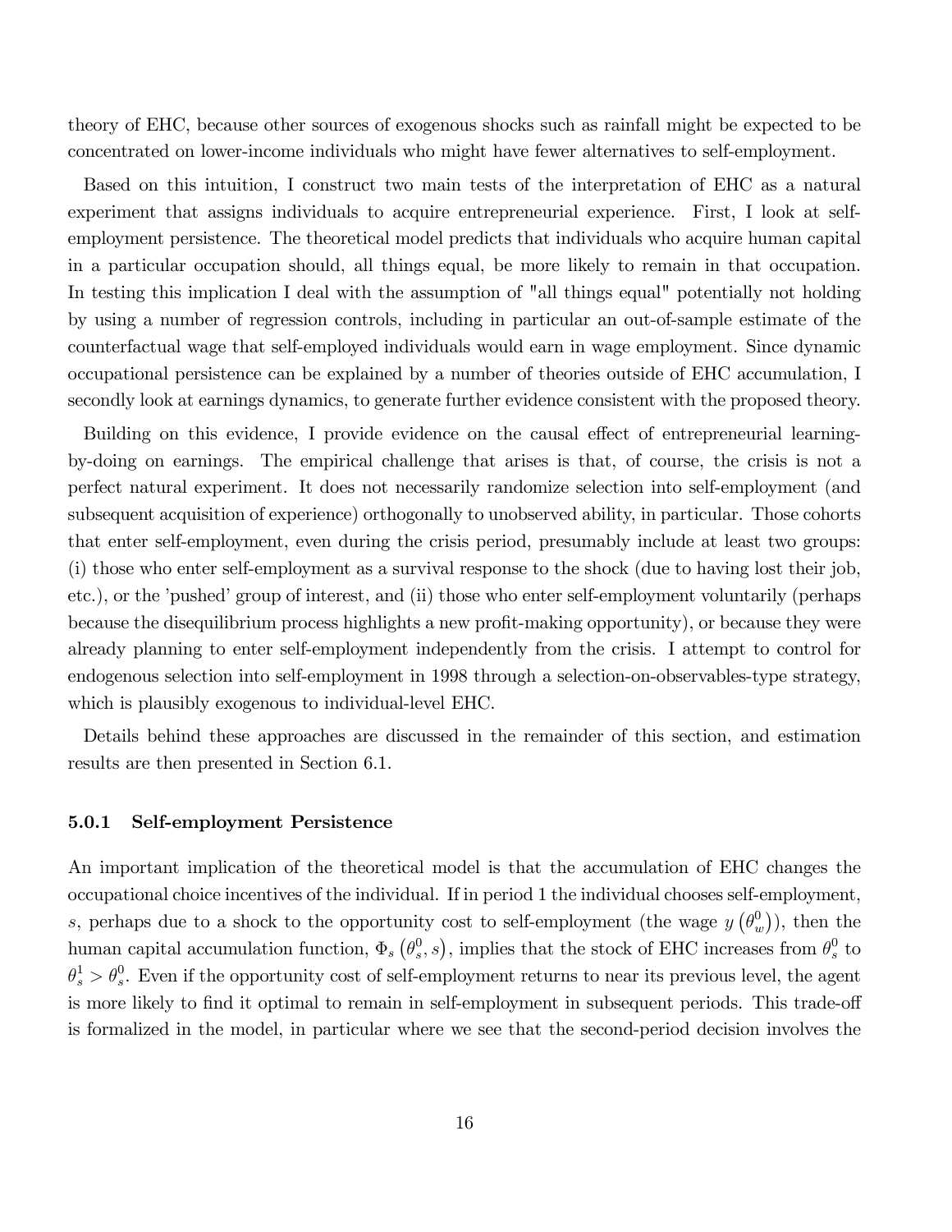theory of EHC, because other sources of exogenous shocks such as rainfall might be expected to be concentrated on lower-income individuals who might have fewer alternatives to self-employment.

Based on this intuition, I construct two main tests of the interpretation of EHC as a natural experiment that assigns individuals to acquire entrepreneurial experience. First, I look at self-employment persistence. The theoretical model predicts that individuals who acquire human capital in a particular occupation should, all things equal, be more likely to remain in that occupation. In testing this implication I deal with the assumption of "all things equal" potentially not holding by using a number of regression controls, including in particular an out-of-sample estimate of the counterfactual wage that self-employed individuals would earn in wage employment. Since dynamic occupational persistence can be explained by a number of theories outside of EHC accumulation, I secondly look at earnings dynamics, to generate further evidence consistent with the proposed theory.

Building on this evidence, I provide evidence on the causal effect of entrepreneurial learning-by-doing on earnings. The empirical challenge that arises is that, of course, the crisis is not a perfect natural experiment. It does not necessarily randomize selection into self-employment (and subsequent acquisition of experience) orthogonally to unobserved ability, in particular. Those cohorts that enter self-employment, even during the crisis period, presumably include at least two groups: (i) those who enter self-employment as a survival response to the shock (due to having lost their job, etc.), or the 'pushed' group of interest, and (ii) those who enter self-employment voluntarily (perhaps because the disequilibrium process highlights a new profit-making opportunity), or because they were already planning to enter self-employment independently from the crisis. I attempt to control for endogenous selection into self-employment in 1998 through a selection-on-observables-type strategy, which is plausibly exogenous to individual-level EHC.

Details behind these approaches are discussed in the remainder of this section, and estimation results are then presented in Section 6.1.

### 5.0.1 Self-employment Persistence

An important implication of the theoretical model is that the accumulation of EHC changes the occupational choice incentives of the individual. If in period 1 the individual chooses self-employment, $s$, perhaps due to a shock to the opportunity cost to self-employment (the wage $y\left(\theta_w^0\right)$), then the human capital accumulation function, $\Phi_s\left(\theta_s^0, s\right)$, implies that the stock of EHC increases from $\theta_s^0$ to $\theta_s^1 > \theta_s^0$. Even if the opportunity cost of self-employment returns to near its previous level, the agent is more likely to find it optimal to remain in self-employment in subsequent periods. This trade-off is formalized in the model, in particular where we see that the second-period decision involves the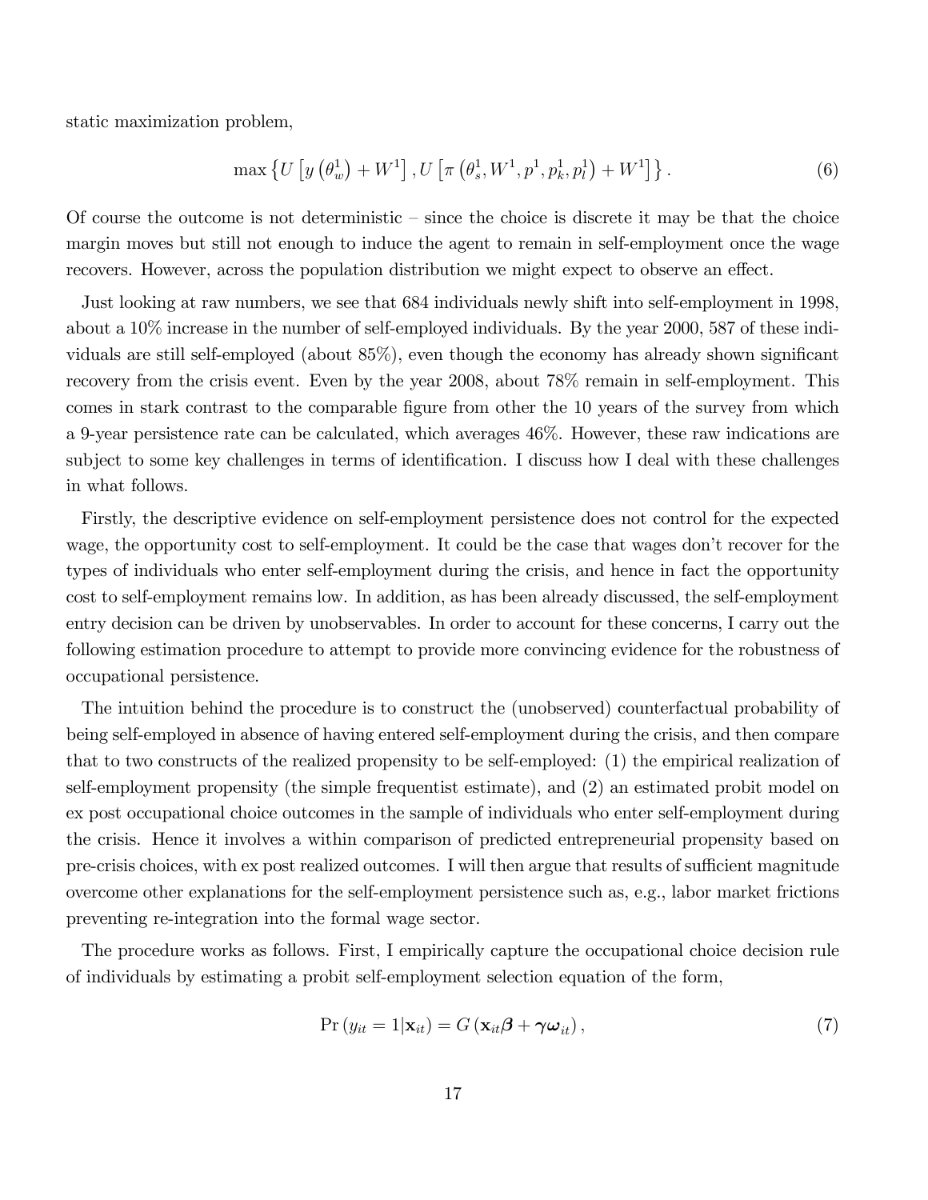static maximization problem,

$$\max \left\{ U\left[ y\left(\theta_w^1\right) + W^1 \right], U\left[ \pi\left(\theta_s^1, W^1, p^1, p_k^1, p_l^1\right) + W^1 \right] \right\}. \tag{6}$$

Of course the outcome is not deterministic – since the choice is discrete it may be that the choice margin moves but still not enough to induce the agent to remain in self-employment once the wage recovers. However, across the population distribution we might expect to observe an effect.

Just looking at raw numbers, we see that 684 individuals newly shift into self-employment in 1998, about a 10% increase in the number of self-employed individuals. By the year 2000, 587 of these individuals are still self-employed (about 85%), even though the economy has already shown significant recovery from the crisis event. Even by the year 2008, about 78% remain in self-employment. This comes in stark contrast to the comparable figure from other the 10 years of the survey from which a 9-year persistence rate can be calculated, which averages 46%. However, these raw indications are subject to some key challenges in terms of identification. I discuss how I deal with these challenges in what follows.

Firstly, the descriptive evidence on self-employment persistence does not control for the expected wage, the opportunity cost to self-employment. It could be the case that wages don't recover for the types of individuals who enter self-employment during the crisis, and hence in fact the opportunity cost to self-employment remains low. In addition, as has been already discussed, the self-employment entry decision can be driven by unobservables. In order to account for these concerns, I carry out the following estimation procedure to attempt to provide more convincing evidence for the robustness of occupational persistence.

The intuition behind the procedure is to construct the (unobserved) counterfactual probability of being self-employed in absence of having entered self-employment during the crisis, and then compare that to two constructs of the realized propensity to be self-employed: (1) the empirical realization of self-employment propensity (the simple frequentist estimate), and (2) an estimated probit model on ex post occupational choice outcomes in the sample of individuals who enter self-employment during the crisis. Hence it involves a within comparison of predicted entrepreneurial propensity based on pre-crisis choices, with ex post realized outcomes. I will then argue that results of sufficient magnitude overcome other explanations for the self-employment persistence such as, e.g., labor market frictions preventing re-integration into the formal wage sector.

The procedure works as follows. First, I empirically capture the occupational choice decision rule of individuals by estimating a probit self-employment selection equation of the form,

$$\Pr\left(y_{it} = 1 | \mathbf{x}_{it}\right) = G\left(\mathbf{x}_{it}\boldsymbol{\beta} + \boldsymbol{\gamma}\boldsymbol{\omega}_{it}\right), \tag{7}$$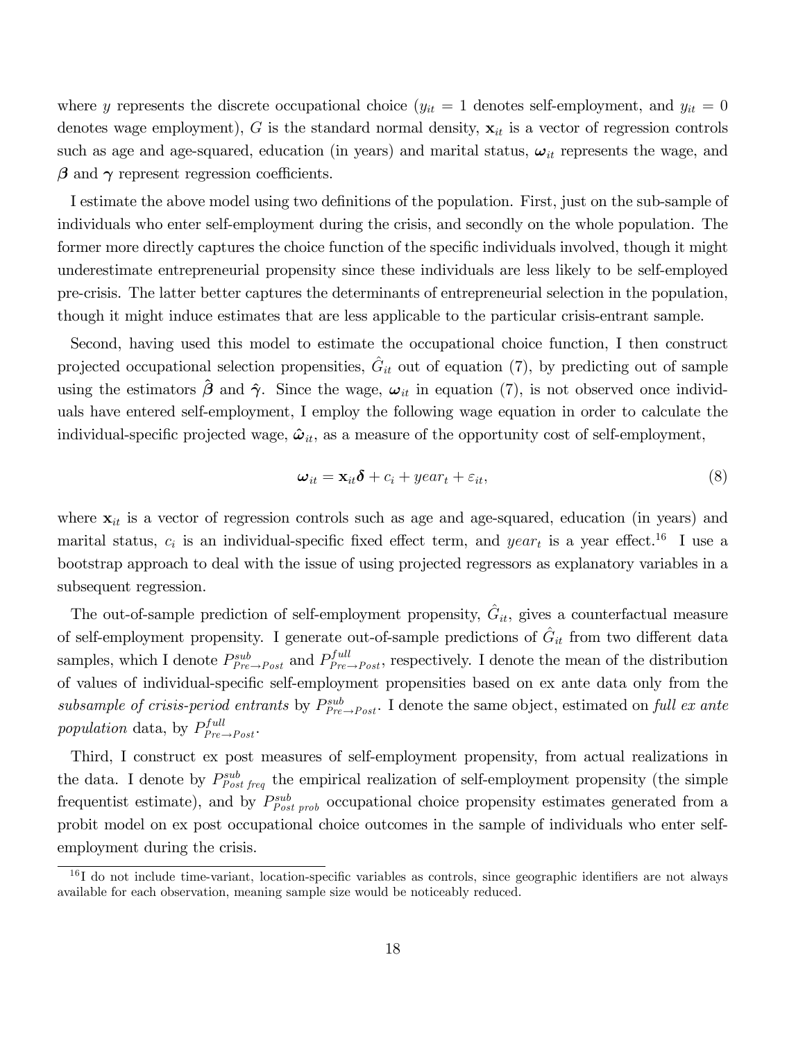where $y$ represents the discrete occupational choice ($y_{it} = 1$ denotes self-employment, and $y_{it} = 0$ denotes wage employment), $G$ is the standard normal density, $\mathbf{x}_{it}$ is a vector of regression controls such as age and age-squared, education (in years) and marital status, $\boldsymbol{\omega}_{it}$ represents the wage, and $\boldsymbol{\beta}$ and $\boldsymbol{\gamma}$ represent regression coefficients.

I estimate the above model using two definitions of the population. First, just on the sub-sample of individuals who enter self-employment during the crisis, and secondly on the whole population. The former more directly captures the choice function of the specific individuals involved, though it might underestimate entrepreneurial propensity since these individuals are less likely to be self-employed pre-crisis. The latter better captures the determinants of entrepreneurial selection in the population, though it might induce estimates that are less applicable to the particular crisis-entrant sample.

Second, having used this model to estimate the occupational choice function, I then construct projected occupational selection propensities, $\hat{G}_{it}$ out of equation (7), by predicting out of sample using the estimators $\hat{\boldsymbol{\beta}}$ and $\hat{\boldsymbol{\gamma}}$. Since the wage, $\boldsymbol{\omega}_{it}$ in equation (7), is not observed once individuals have entered self-employment, I employ the following wage equation in order to calculate the individual-specific projected wage, $\hat{\boldsymbol{\omega}}_{it}$, as a measure of the opportunity cost of self-employment,

$$\boldsymbol{\omega}_{it} = \mathbf{x}_{it}\boldsymbol{\delta} + c_i + year_t + \varepsilon_{it}, \tag{8}$$

where $\mathbf{x}_{it}$ is a vector of regression controls such as age and age-squared, education (in years) and marital status, $c_i$ is an individual-specific fixed effect term, and $year_t$ is a year effect.[16] I use a bootstrap approach to deal with the issue of using projected regressors as explanatory variables in a subsequent regression.

The out-of-sample prediction of self-employment propensity, $\hat{G}_{it}$, gives a counterfactual measure of self-employment propensity. I generate out-of-sample predictions of $\hat{G}_{it}$ from two different data samples, which I denote $P^{sub}_{Pre\rightarrow Post}$ and $P^{full}_{Pre\rightarrow Post}$, respectively. I denote the mean of the distribution of values of individual-specific self-employment propensities based on ex ante data only from the *subsample of crisis-period entrants* by $P^{sub}_{Pre\rightarrow Post}$. I denote the same object, estimated on *full ex ante population* data, by $P^{full}_{Pre\rightarrow Post}$.

Third, I construct ex post measures of self-employment propensity, from actual realizations in the data. I denote by $P^{sub}_{Post\ freq}$ the empirical realization of self-employment propensity (the simple frequentist estimate), and by $P^{sub}_{Post\ prob}$ occupational choice propensity estimates generated from a probit model on ex post occupational choice outcomes in the sample of individuals who enter self-employment during the crisis.

[16] I do not include time-variant, location-specific variables as controls, since geographic identifiers are not always available for each observation, meaning sample size would be noticeably reduced.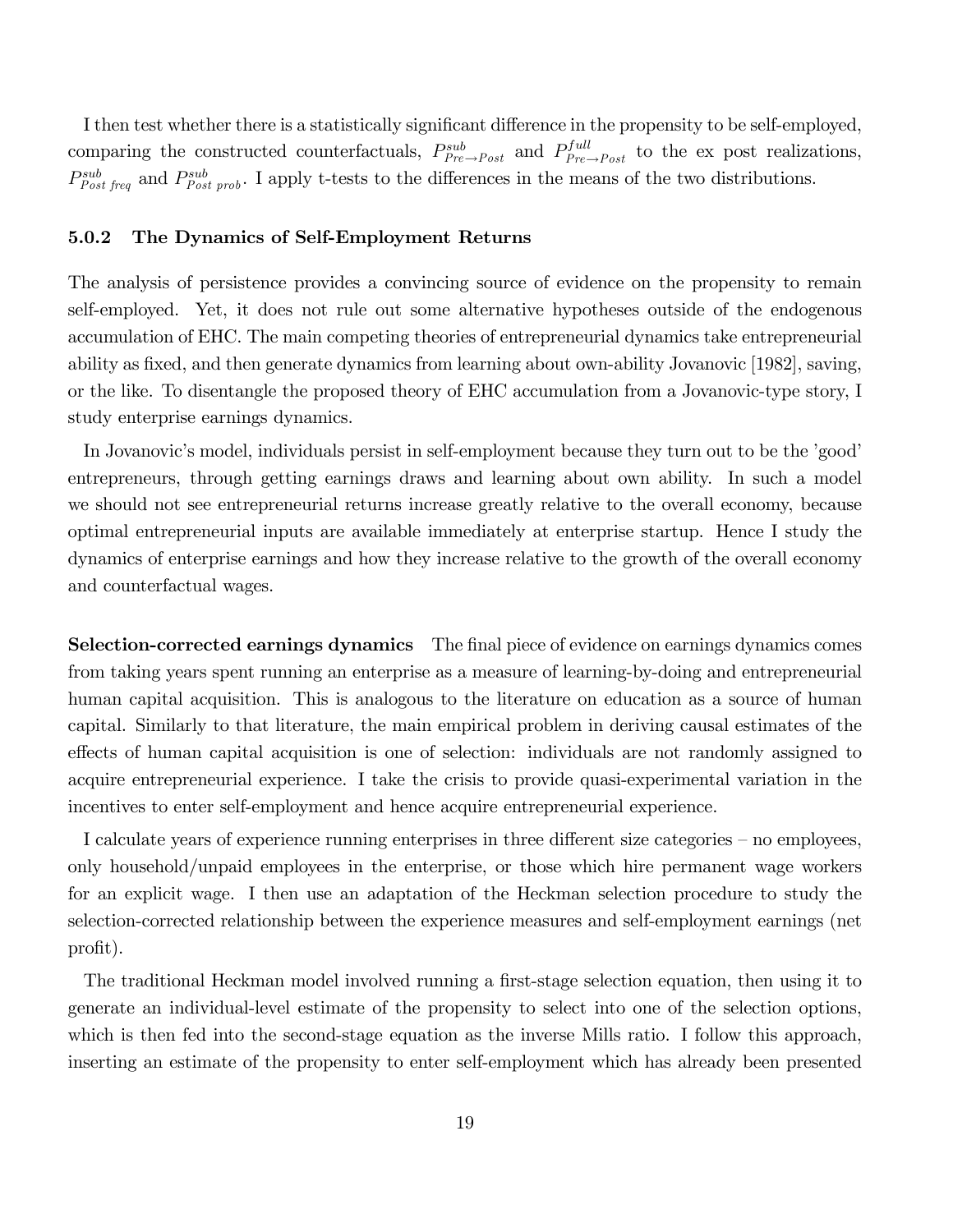I then test whether there is a statistically significant difference in the propensity to be self-employed, comparing the constructed counterfactuals, $P^{sub}_{Pre \to Post}$ and $P^{full}_{Pre \to Post}$ to the ex post realizations, $P^{sub}_{Post\ freq}$ and $P^{sub}_{Post\ prob}$. I apply t-tests to the differences in the means of the two distributions.

### 5.0.2 The Dynamics of Self-Employment Returns

The analysis of persistence provides a convincing source of evidence on the propensity to remain self-employed. Yet, it does not rule out some alternative hypotheses outside of the endogenous accumulation of EHC. The main competing theories of entrepreneurial dynamics take entrepreneurial ability as fixed, and then generate dynamics from learning about own-ability Jovanovic [1982], saving, or the like. To disentangle the proposed theory of EHC accumulation from a Jovanovic-type story, I study enterprise earnings dynamics.

In Jovanovic's model, individuals persist in self-employment because they turn out to be the 'good' entrepreneurs, through getting earnings draws and learning about own ability. In such a model we should not see entrepreneurial returns increase greatly relative to the overall economy, because optimal entrepreneurial inputs are available immediately at enterprise startup. Hence I study the dynamics of enterprise earnings and how they increase relative to the growth of the overall economy and counterfactual wages.

**Selection-corrected earnings dynamics** The final piece of evidence on earnings dynamics comes from taking years spent running an enterprise as a measure of learning-by-doing and entrepreneurial human capital acquisition. This is analogous to the literature on education as a source of human capital. Similarly to that literature, the main empirical problem in deriving causal estimates of the effects of human capital acquisition is one of selection: individuals are not randomly assigned to acquire entrepreneurial experience. I take the crisis to provide quasi-experimental variation in the incentives to enter self-employment and hence acquire entrepreneurial experience.

I calculate years of experience running enterprises in three different size categories – no employees, only household/unpaid employees in the enterprise, or those which hire permanent wage workers for an explicit wage. I then use an adaptation of the Heckman selection procedure to study the selection-corrected relationship between the experience measures and self-employment earnings (net profit).

The traditional Heckman model involved running a first-stage selection equation, then using it to generate an individual-level estimate of the propensity to select into one of the selection options, which is then fed into the second-stage equation as the inverse Mills ratio. I follow this approach, inserting an estimate of the propensity to enter self-employment which has already been presented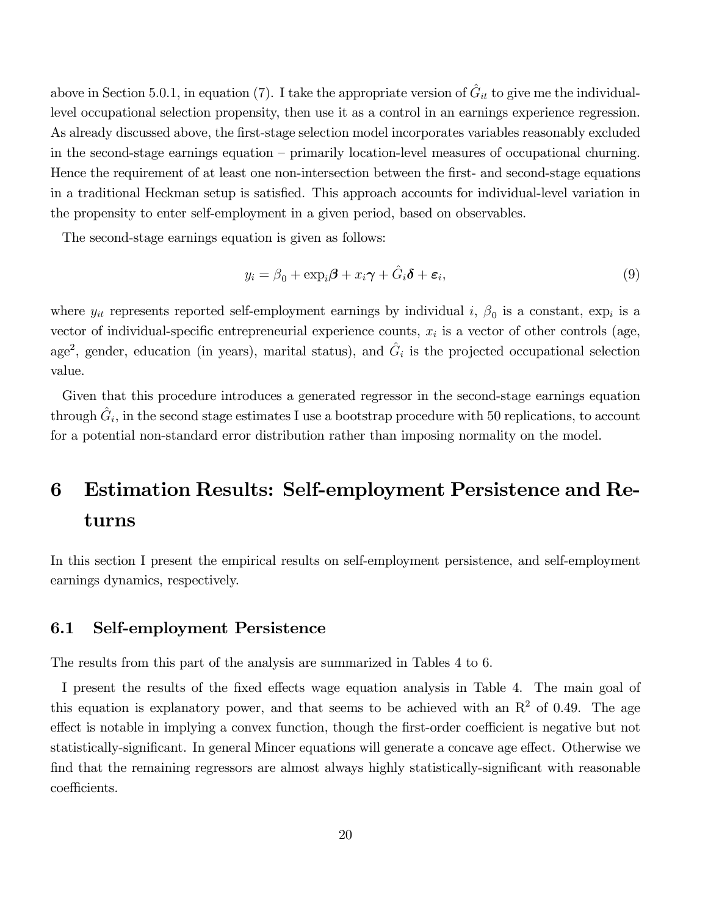above in Section 5.0.1, in equation (7). I take the appropriate version of $\hat{G}_{it}$ to give me the individual-level occupational selection propensity, then use it as a control in an earnings experience regression. As already discussed above, the first-stage selection model incorporates variables reasonably excluded in the second-stage earnings equation – primarily location-level measures of occupational churning. Hence the requirement of at least one non-intersection between the first- and second-stage equations in a traditional Heckman setup is satisfied. This approach accounts for individual-level variation in the propensity to enter self-employment in a given period, based on observables.

The second-stage earnings equation is given as follows:

$$y_i = \beta_0 + \exp_i \boldsymbol{\beta} + x_i \boldsymbol{\gamma} + \hat{G}_i \boldsymbol{\delta} + \boldsymbol{\varepsilon}_i, \tag{9}$$

where $y_{it}$ represents reported self-employment earnings by individual $i$, $\beta_0$ is a constant, $\exp_i$ is a vector of individual-specific entrepreneurial experience counts, $x_i$ is a vector of other controls (age, age$^2$, gender, education (in years), marital status), and $\hat{G}_i$ is the projected occupational selection value.

Given that this procedure introduces a generated regressor in the second-stage earnings equation through $\hat{G}_i$, in the second stage estimates I use a bootstrap procedure with 50 replications, to account for a potential non-standard error distribution rather than imposing normality on the model.

# 6 Estimation Results: Self-employment Persistence and Returns

In this section I present the empirical results on self-employment persistence, and self-employment earnings dynamics, respectively.

## 6.1 Self-employment Persistence

The results from this part of the analysis are summarized in Tables 4 to 6.

I present the results of the fixed effects wage equation analysis in Table 4. The main goal of this equation is explanatory power, and that seems to be achieved with an $R^2$ of 0.49. The age effect is notable in implying a convex function, though the first-order coefficient is negative but not statistically-significant. In general Mincer equations will generate a concave age effect. Otherwise we find that the remaining regressors are almost always highly statistically-significant with reasonable coefficients.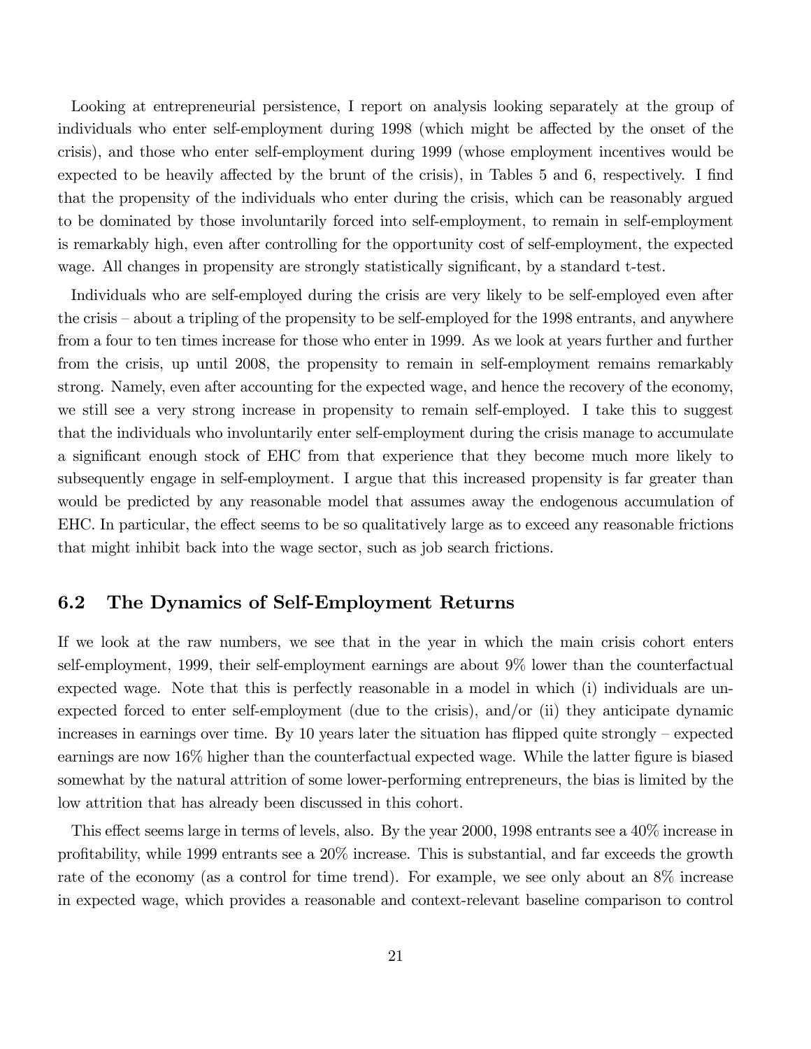Looking at entrepreneurial persistence, I report on analysis looking separately at the group of individuals who enter self-employment during 1998 (which might be affected by the onset of the crisis), and those who enter self-employment during 1999 (whose employment incentives would be expected to be heavily affected by the brunt of the crisis), in Tables 5 and 6, respectively. I find that the propensity of the individuals who enter during the crisis, which can be reasonably argued to be dominated by those involuntarily forced into self-employment, to remain in self-employment is remarkably high, even after controlling for the opportunity cost of self-employment, the expected wage. All changes in propensity are strongly statistically significant, by a standard t-test.

Individuals who are self-employed during the crisis are very likely to be self-employed even after the crisis – about a tripling of the propensity to be self-employed for the 1998 entrants, and anywhere from a four to ten times increase for those who enter in 1999. As we look at years further and further from the crisis, up until 2008, the propensity to remain in self-employment remains remarkably strong. Namely, even after accounting for the expected wage, and hence the recovery of the economy, we still see a very strong increase in propensity to remain self-employed. I take this to suggest that the individuals who involuntarily enter self-employment during the crisis manage to accumulate a significant enough stock of EHC from that experience that they become much more likely to subsequently engage in self-employment. I argue that this increased propensity is far greater than would be predicted by any reasonable model that assumes away the endogenous accumulation of EHC. In particular, the effect seems to be so qualitatively large as to exceed any reasonable frictions that might inhibit back into the wage sector, such as job search frictions.

## 6.2 The Dynamics of Self-Employment Returns

If we look at the raw numbers, we see that in the year in which the main crisis cohort enters self-employment, 1999, their self-employment earnings are about 9% lower than the counterfactual expected wage. Note that this is perfectly reasonable in a model in which (i) individuals are unexpected forced to enter self-employment (due to the crisis), and/or (ii) they anticipate dynamic increases in earnings over time. By 10 years later the situation has flipped quite strongly – expected earnings are now 16% higher than the counterfactual expected wage. While the latter figure is biased somewhat by the natural attrition of some lower-performing entrepreneurs, the bias is limited by the low attrition that has already been discussed in this cohort.

This effect seems large in terms of levels, also. By the year 2000, 1998 entrants see a 40% increase in profitability, while 1999 entrants see a 20% increase. This is substantial, and far exceeds the growth rate of the economy (as a control for time trend). For example, we see only about an 8% increase in expected wage, which provides a reasonable and context-relevant baseline comparison to control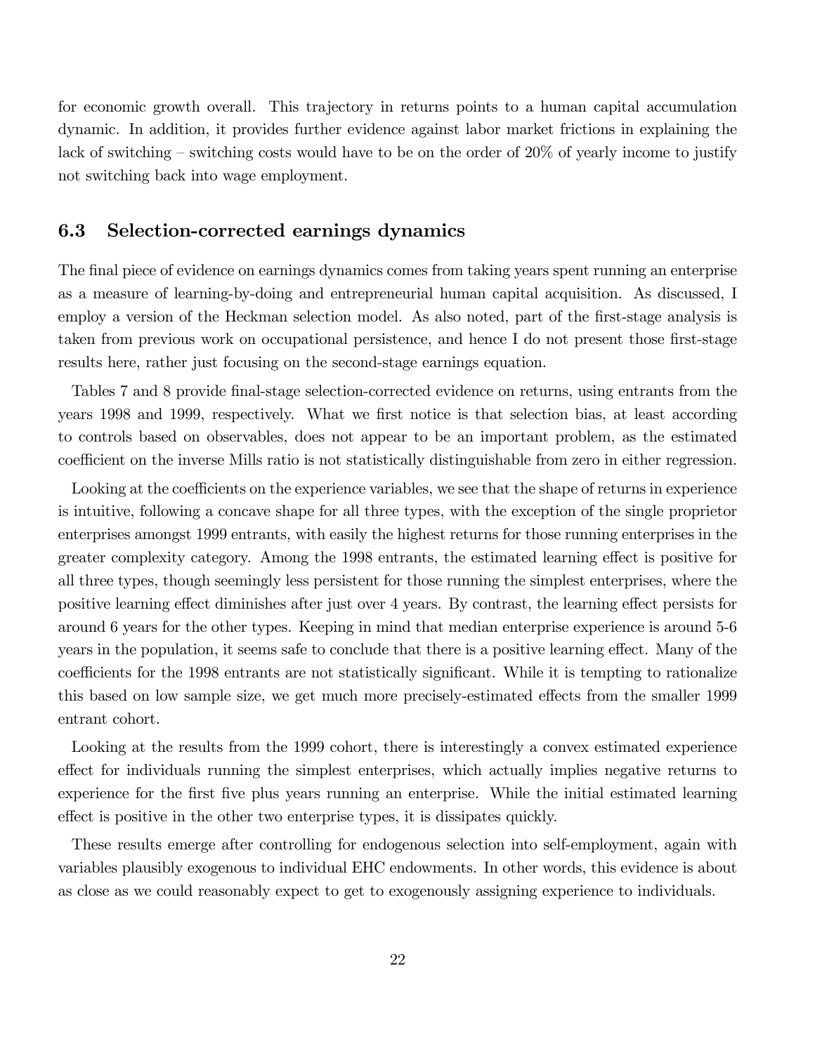for economic growth overall. This trajectory in returns points to a human capital accumulation dynamic. In addition, it provides further evidence against labor market frictions in explaining the lack of switching – switching costs would have to be on the order of 20% of yearly income to justify not switching back into wage employment.

### 6.3 Selection-corrected earnings dynamics

The final piece of evidence on earnings dynamics comes from taking years spent running an enterprise as a measure of learning-by-doing and entrepreneurial human capital acquisition. As discussed, I employ a version of the Heckman selection model. As also noted, part of the first-stage analysis is taken from previous work on occupational persistence, and hence I do not present those first-stage results here, rather just focusing on the second-stage earnings equation.

Tables 7 and 8 provide final-stage selection-corrected evidence on returns, using entrants from the years 1998 and 1999, respectively. What we first notice is that selection bias, at least according to controls based on observables, does not appear to be an important problem, as the estimated coefficient on the inverse Mills ratio is not statistically distinguishable from zero in either regression.

Looking at the coefficients on the experience variables, we see that the shape of returns in experience is intuitive, following a concave shape for all three types, with the exception of the single proprietor enterprises amongst 1999 entrants, with easily the highest returns for those running enterprises in the greater complexity category. Among the 1998 entrants, the estimated learning effect is positive for all three types, though seemingly less persistent for those running the simplest enterprises, where the positive learning effect diminishes after just over 4 years. By contrast, the learning effect persists for around 6 years for the other types. Keeping in mind that median enterprise experience is around 5-6 years in the population, it seems safe to conclude that there is a positive learning effect. Many of the coefficients for the 1998 entrants are not statistically significant. While it is tempting to rationalize this based on low sample size, we get much more precisely-estimated effects from the smaller 1999 entrant cohort.

Looking at the results from the 1999 cohort, there is interestingly a convex estimated experience effect for individuals running the simplest enterprises, which actually implies negative returns to experience for the first five plus years running an enterprise. While the initial estimated learning effect is positive in the other two enterprise types, it is dissipates quickly.

These results emerge after controlling for endogenous selection into self-employment, again with variables plausibly exogenous to individual EHC endowments. In other words, this evidence is about as close as we could reasonably expect to get to exogenously assigning experience to individuals.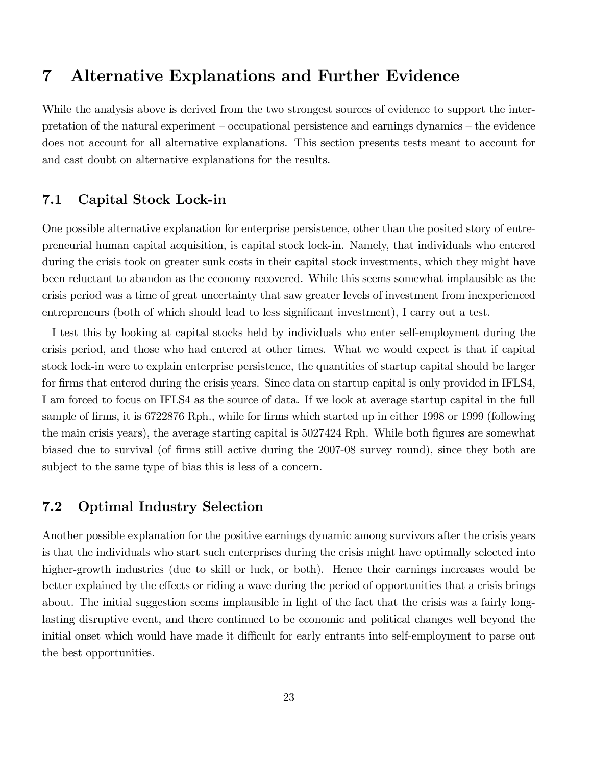# 7 Alternative Explanations and Further Evidence

While the analysis above is derived from the two strongest sources of evidence to support the interpretation of the natural experiment – occupational persistence and earnings dynamics – the evidence does not account for all alternative explanations. This section presents tests meant to account for and cast doubt on alternative explanations for the results.

## 7.1 Capital Stock Lock-in

One possible alternative explanation for enterprise persistence, other than the posited story of entrepreneurial human capital acquisition, is capital stock lock-in. Namely, that individuals who entered during the crisis took on greater sunk costs in their capital stock investments, which they might have been reluctant to abandon as the economy recovered. While this seems somewhat implausible as the crisis period was a time of great uncertainty that saw greater levels of investment from inexperienced entrepreneurs (both of which should lead to less significant investment), I carry out a test.

I test this by looking at capital stocks held by individuals who enter self-employment during the crisis period, and those who had entered at other times. What we would expect is that if capital stock lock-in were to explain enterprise persistence, the quantities of startup capital should be larger for firms that entered during the crisis years. Since data on startup capital is only provided in IFLS4, I am forced to focus on IFLS4 as the source of data. If we look at average startup capital in the full sample of firms, it is 6722876 Rph., while for firms which started up in either 1998 or 1999 (following the main crisis years), the average starting capital is 5027424 Rph. While both figures are somewhat biased due to survival (of firms still active during the 2007-08 survey round), since they both are subject to the same type of bias this is less of a concern.

## 7.2 Optimal Industry Selection

Another possible explanation for the positive earnings dynamic among survivors after the crisis years is that the individuals who start such enterprises during the crisis might have optimally selected into higher-growth industries (due to skill or luck, or both). Hence their earnings increases would be better explained by the effects or riding a wave during the period of opportunities that a crisis brings about. The initial suggestion seems implausible in light of the fact that the crisis was a fairly long-lasting disruptive event, and there continued to be economic and political changes well beyond the initial onset which would have made it difficult for early entrants into self-employment to parse out the best opportunities.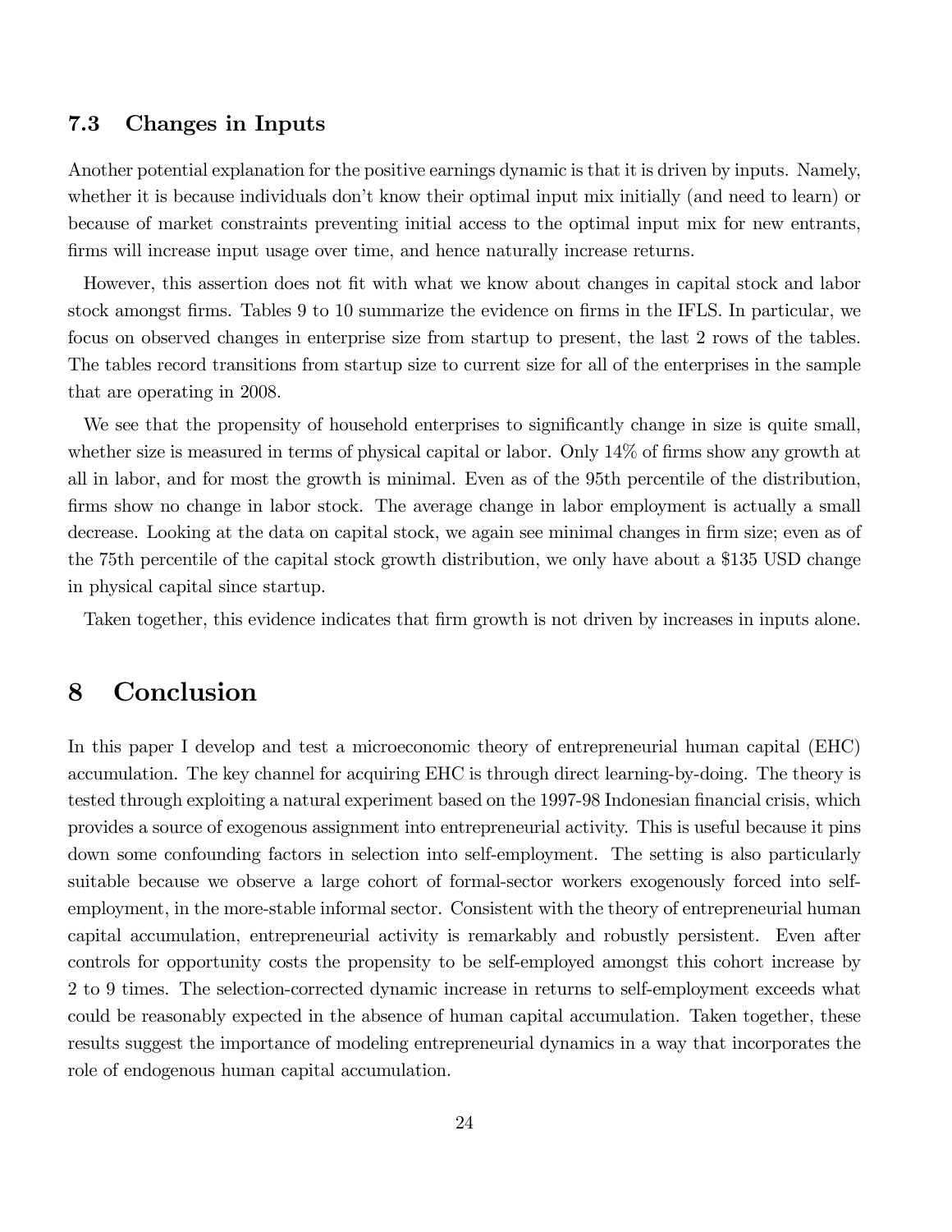### 7.3 Changes in Inputs

Another potential explanation for the positive earnings dynamic is that it is driven by inputs. Namely, whether it is because individuals don't know their optimal input mix initially (and need to learn) or because of market constraints preventing initial access to the optimal input mix for new entrants, firms will increase input usage over time, and hence naturally increase returns.

However, this assertion does not fit with what we know about changes in capital stock and labor stock amongst firms. Tables 9 to 10 summarize the evidence on firms in the IFLS. In particular, we focus on observed changes in enterprise size from startup to present, the last 2 rows of the tables. The tables record transitions from startup size to current size for all of the enterprises in the sample that are operating in 2008.

We see that the propensity of household enterprises to significantly change in size is quite small, whether size is measured in terms of physical capital or labor. Only 14% of firms show any growth at all in labor, and for most the growth is minimal. Even as of the 95th percentile of the distribution, firms show no change in labor stock. The average change in labor employment is actually a small decrease. Looking at the data on capital stock, we again see minimal changes in firm size; even as of the 75th percentile of the capital stock growth distribution, we only have about a $135 USD change in physical capital since startup.

Taken together, this evidence indicates that firm growth is not driven by increases in inputs alone.

# 8 Conclusion

In this paper I develop and test a microeconomic theory of entrepreneurial human capital (EHC) accumulation. The key channel for acquiring EHC is through direct learning-by-doing. The theory is tested through exploiting a natural experiment based on the 1997-98 Indonesian financial crisis, which provides a source of exogenous assignment into entrepreneurial activity. This is useful because it pins down some confounding factors in selection into self-employment. The setting is also particularly suitable because we observe a large cohort of formal-sector workers exogenously forced into self-employment, in the more-stable informal sector. Consistent with the theory of entrepreneurial human capital accumulation, entrepreneurial activity is remarkably and robustly persistent. Even after controls for opportunity costs the propensity to be self-employed amongst this cohort increase by 2 to 9 times. The selection-corrected dynamic increase in returns to self-employment exceeds what could be reasonably expected in the absence of human capital accumulation. Taken together, these results suggest the importance of modeling entrepreneurial dynamics in a way that incorporates the role of endogenous human capital accumulation.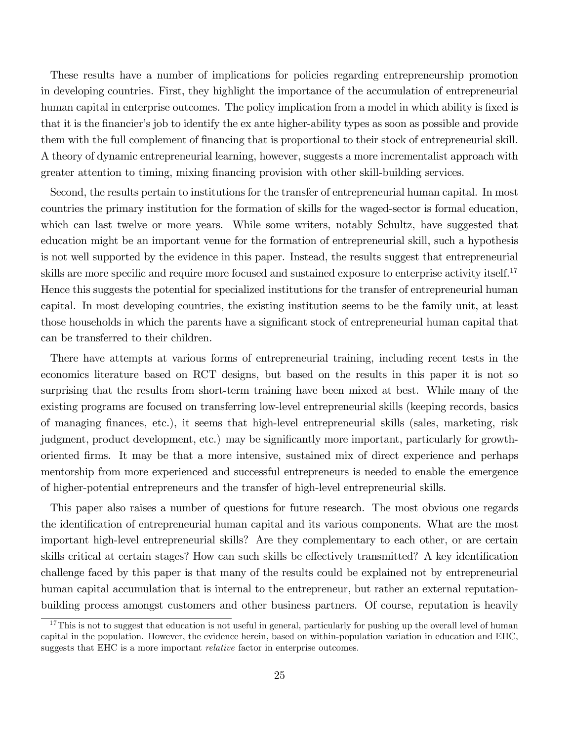These results have a number of implications for policies regarding entrepreneurship promotion in developing countries. First, they highlight the importance of the accumulation of entrepreneurial human capital in enterprise outcomes. The policy implication from a model in which ability is fixed is that it is the financier's job to identify the ex ante higher-ability types as soon as possible and provide them with the full complement of financing that is proportional to their stock of entrepreneurial skill. A theory of dynamic entrepreneurial learning, however, suggests a more incrementalist approach with greater attention to timing, mixing financing provision with other skill-building services.

Second, the results pertain to institutions for the transfer of entrepreneurial human capital. In most countries the primary institution for the formation of skills for the waged-sector is formal education, which can last twelve or more years. While some writers, notably Schultz, have suggested that education might be an important venue for the formation of entrepreneurial skill, such a hypothesis is not well supported by the evidence in this paper. Instead, the results suggest that entrepreneurial skills are more specific and require more focused and sustained exposure to enterprise activity itself.[17] Hence this suggests the potential for specialized institutions for the transfer of entrepreneurial human capital. In most developing countries, the existing institution seems to be the family unit, at least those households in which the parents have a significant stock of entrepreneurial human capital that can be transferred to their children.

There have attempts at various forms of entrepreneurial training, including recent tests in the economics literature based on RCT designs, but based on the results in this paper it is not so surprising that the results from short-term training have been mixed at best. While many of the existing programs are focused on transferring low-level entrepreneurial skills (keeping records, basics of managing finances, etc.), it seems that high-level entrepreneurial skills (sales, marketing, risk judgment, product development, etc.) may be significantly more important, particularly for growth-oriented firms. It may be that a more intensive, sustained mix of direct experience and perhaps mentorship from more experienced and successful entrepreneurs is needed to enable the emergence of higher-potential entrepreneurs and the transfer of high-level entrepreneurial skills.

This paper also raises a number of questions for future research. The most obvious one regards the identification of entrepreneurial human capital and its various components. What are the most important high-level entrepreneurial skills? Are they complementary to each other, or are certain skills critical at certain stages? How can such skills be effectively transmitted? A key identification challenge faced by this paper is that many of the results could be explained not by entrepreneurial human capital accumulation that is internal to the entrepreneur, but rather an external reputation-building process amongst customers and other business partners. Of course, reputation is heavily

[17] This is not to suggest that education is not useful in general, particularly for pushing up the overall level of human capital in the population. However, the evidence herein, based on within-population variation in education and EHC, suggests that EHC is a more important *relative* factor in enterprise outcomes.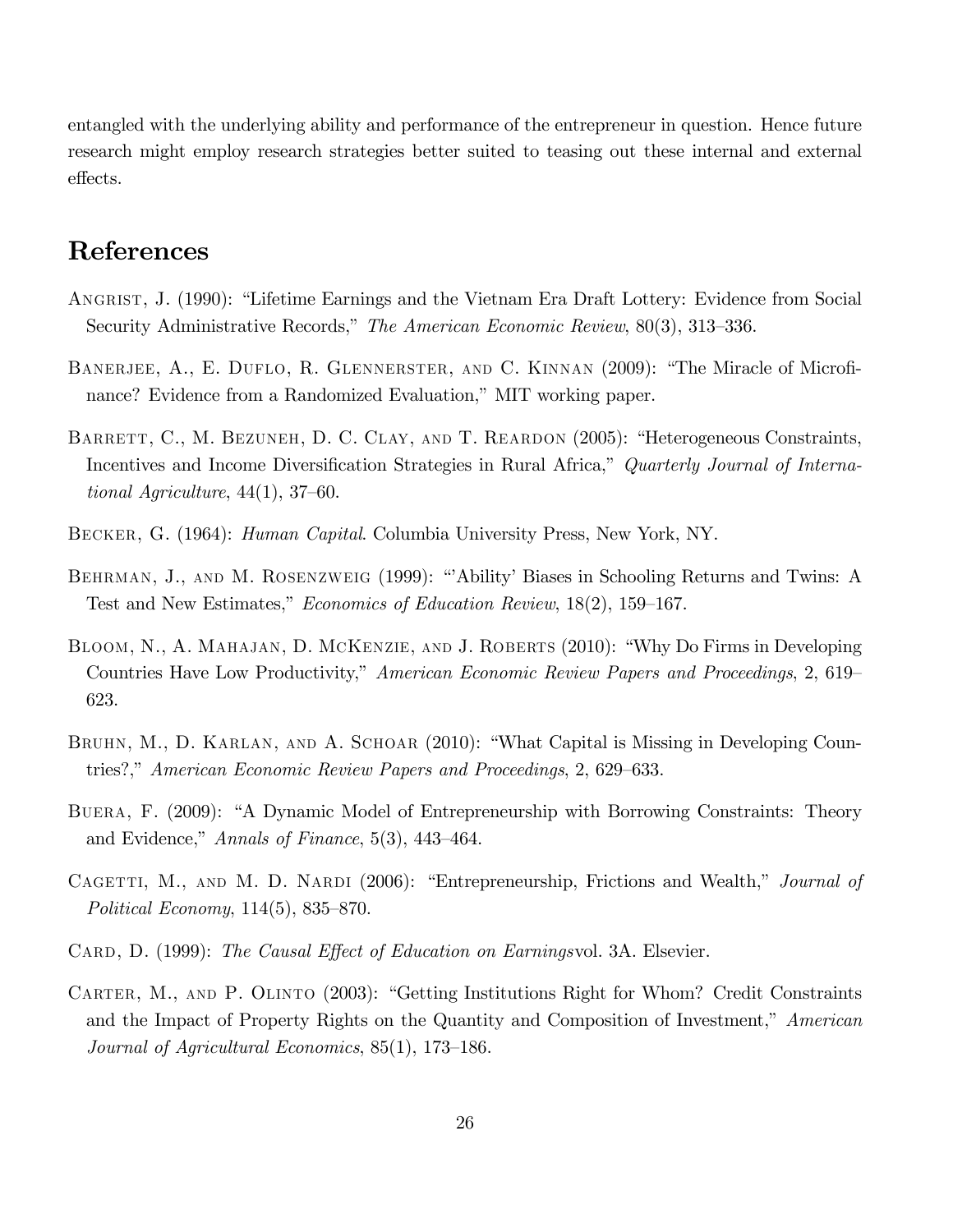entangled with the underlying ability and performance of the entrepreneur in question. Hence future research might employ research strategies better suited to teasing out these internal and external effects.

# References

Angrist, J. (1990): "Lifetime Earnings and the Vietnam Era Draft Lottery: Evidence from Social Security Administrative Records," *The American Economic Review*, 80(3), 313–336.

Banerjee, A., E. Duflo, R. Glennerster, and C. Kinnan (2009): "The Miracle of Microfinance? Evidence from a Randomized Evaluation," MIT working paper.

Barrett, C., M. Bezuneh, D. C. Clay, and T. Reardon (2005): "Heterogeneous Constraints, Incentives and Income Diversification Strategies in Rural Africa," *Quarterly Journal of International Agriculture*, 44(1), 37–60.

Becker, G. (1964): *Human Capital*. Columbia University Press, New York, NY.

Behrman, J., and M. Rosenzweig (1999): "'Ability' Biases in Schooling Returns and Twins: A Test and New Estimates," *Economics of Education Review*, 18(2), 159–167.

Bloom, N., A. Mahajan, D. McKenzie, and J. Roberts (2010): "Why Do Firms in Developing Countries Have Low Productivity," *American Economic Review Papers and Proceedings*, 2, 619–623.

Bruhn, M., D. Karlan, and A. Schoar (2010): "What Capital is Missing in Developing Countries?," *American Economic Review Papers and Proceedings*, 2, 629–633.

Buera, F. (2009): "A Dynamic Model of Entrepreneurship with Borrowing Constraints: Theory and Evidence," *Annals of Finance*, 5(3), 443–464.

Cagetti, M., and M. D. Nardi (2006): "Entrepreneurship, Frictions and Wealth," *Journal of Political Economy*, 114(5), 835–870.

Card, D. (1999): *The Causal Effect of Education on Earnings*vol. 3A. Elsevier.

Carter, M., and P. Olinto (2003): "Getting Institutions Right for Whom? Credit Constraints and the Impact of Property Rights on the Quantity and Composition of Investment," *American Journal of Agricultural Economics*, 85(1), 173–186.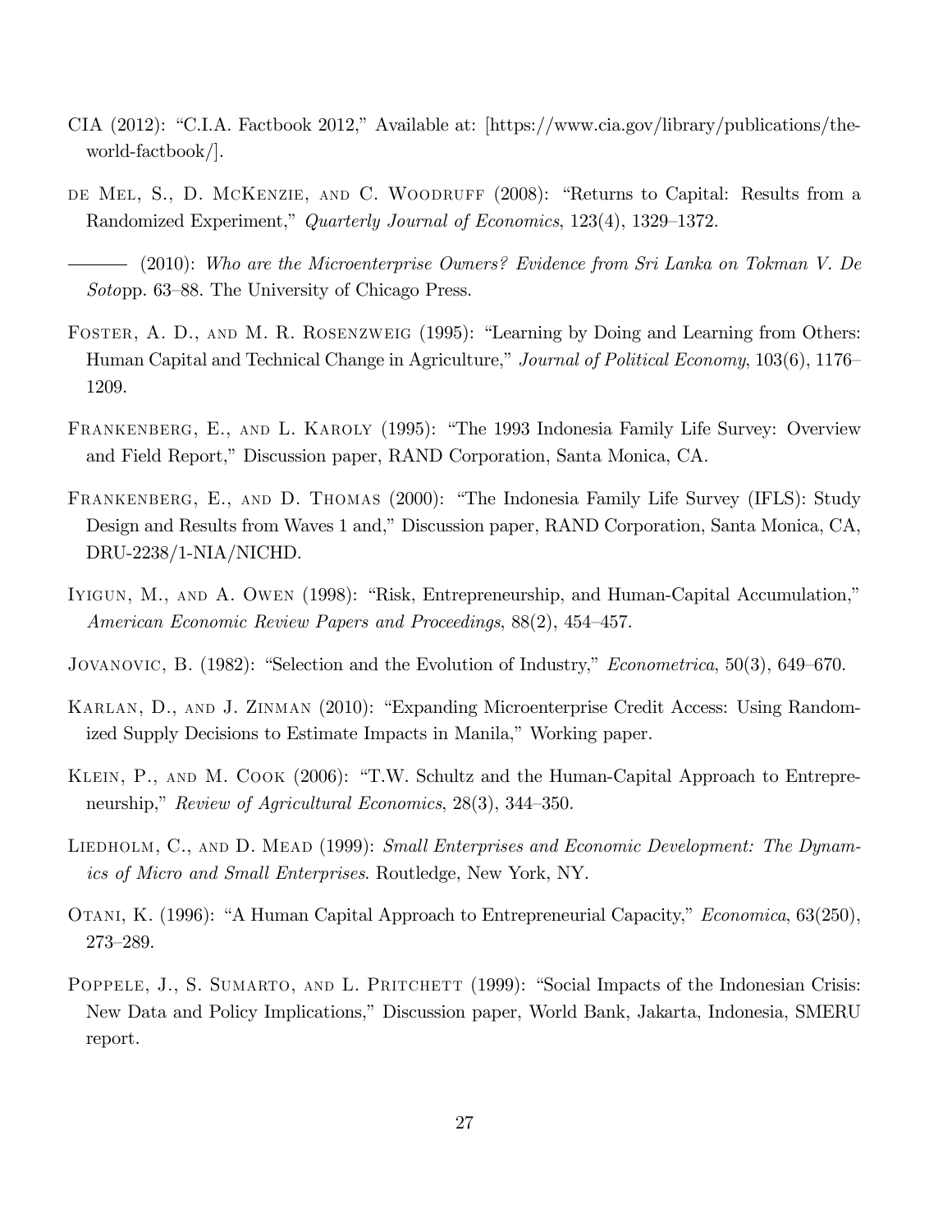CIA (2012): "C.I.A. Factbook 2012," Available at: [https://www.cia.gov/library/publications/the-world-factbook/].

de Mel, S., D. McKenzie, and C. Woodruff (2008): "Returns to Capital: Results from a Randomized Experiment," *Quarterly Journal of Economics*, 123(4), 1329–1372.

——— (2010): *Who are the Microenterprise Owners? Evidence from Sri Lanka on Tokman V. De Soto*pp. 63–88. The University of Chicago Press.

Foster, A. D., and M. R. Rosenzweig (1995): "Learning by Doing and Learning from Others: Human Capital and Technical Change in Agriculture," *Journal of Political Economy*, 103(6), 1176–1209.

Frankenberg, E., and L. Karoly (1995): "The 1993 Indonesia Family Life Survey: Overview and Field Report," Discussion paper, RAND Corporation, Santa Monica, CA.

Frankenberg, E., and D. Thomas (2000): "The Indonesia Family Life Survey (IFLS): Study Design and Results from Waves 1 and," Discussion paper, RAND Corporation, Santa Monica, CA, DRU-2238/1-NIA/NICHD.

Iyigun, M., and A. Owen (1998): "Risk, Entrepreneurship, and Human-Capital Accumulation," *American Economic Review Papers and Proceedings*, 88(2), 454–457.

Jovanovic, B. (1982): "Selection and the Evolution of Industry," *Econometrica*, 50(3), 649–670.

Karlan, D., and J. Zinman (2010): "Expanding Microenterprise Credit Access: Using Randomized Supply Decisions to Estimate Impacts in Manila," Working paper.

Klein, P., and M. Cook (2006): "T.W. Schultz and the Human-Capital Approach to Entrepreneurship," *Review of Agricultural Economics*, 28(3), 344–350.

Liedholm, C., and D. Mead (1999): *Small Enterprises and Economic Development: The Dynamics of Micro and Small Enterprises*. Routledge, New York, NY.

Otani, K. (1996): "A Human Capital Approach to Entrepreneurial Capacity," *Economica*, 63(250), 273–289.

Poppele, J., S. Sumarto, and L. Pritchett (1999): "Social Impacts of the Indonesian Crisis: New Data and Policy Implications," Discussion paper, World Bank, Jakarta, Indonesia, SMERU report.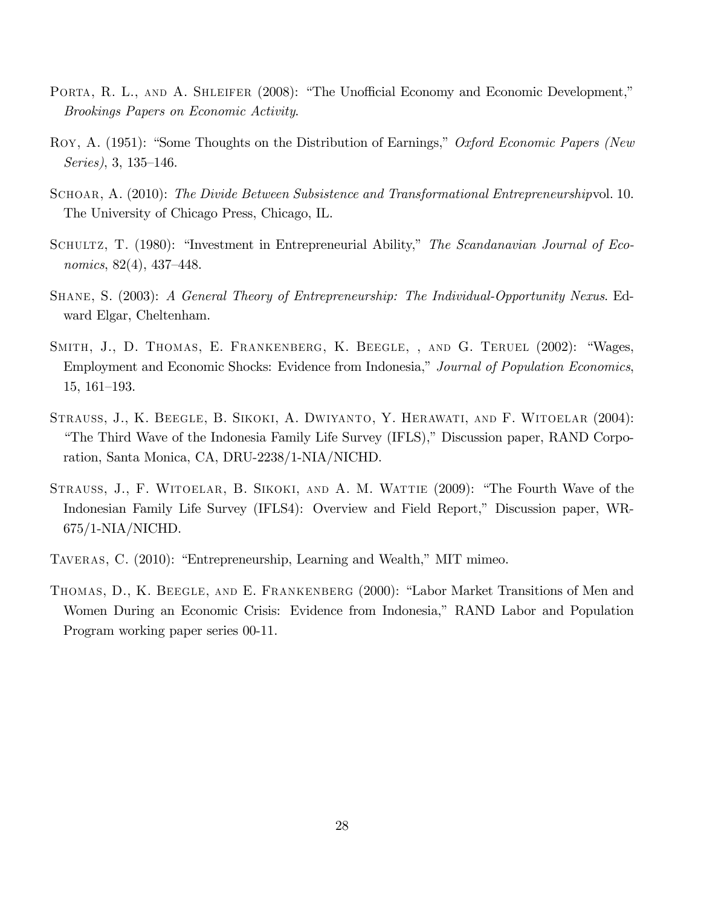Porta, R. L., and A. Shleifer (2008): "The Unofficial Economy and Economic Development," *Brookings Papers on Economic Activity*.

Roy, A. (1951): "Some Thoughts on the Distribution of Earnings," *Oxford Economic Papers (New Series)*, 3, 135–146.

Schoar, A. (2010): *The Divide Between Subsistence and Transformational Entrepreneurship*vol. 10. The University of Chicago Press, Chicago, IL.

Schultz, T. (1980): "Investment in Entrepreneurial Ability," *The Scandanavian Journal of Economics*, 82(4), 437–448.

Shane, S. (2003): *A General Theory of Entrepreneurship: The Individual-Opportunity Nexus*. Edward Elgar, Cheltenham.

Smith, J., D. Thomas, E. Frankenberg, K. Beegle, , and G. Teruel (2002): "Wages, Employment and Economic Shocks: Evidence from Indonesia," *Journal of Population Economics*, 15, 161–193.

Strauss, J., K. Beegle, B. Sikoki, A. Dwiyanto, Y. Herawati, and F. Witoelar (2004): "The Third Wave of the Indonesia Family Life Survey (IFLS)," Discussion paper, RAND Corporation, Santa Monica, CA, DRU-2238/1-NIA/NICHD.

Strauss, J., F. Witoelar, B. Sikoki, and A. M. Wattie (2009): "The Fourth Wave of the Indonesian Family Life Survey (IFLS4): Overview and Field Report," Discussion paper, WR-675/1-NIA/NICHD.

Taveras, C. (2010): "Entrepreneurship, Learning and Wealth," MIT mimeo.

Thomas, D., K. Beegle, and E. Frankenberg (2000): "Labor Market Transitions of Men and Women During an Economic Crisis: Evidence from Indonesia," RAND Labor and Population Program working paper series 00-11.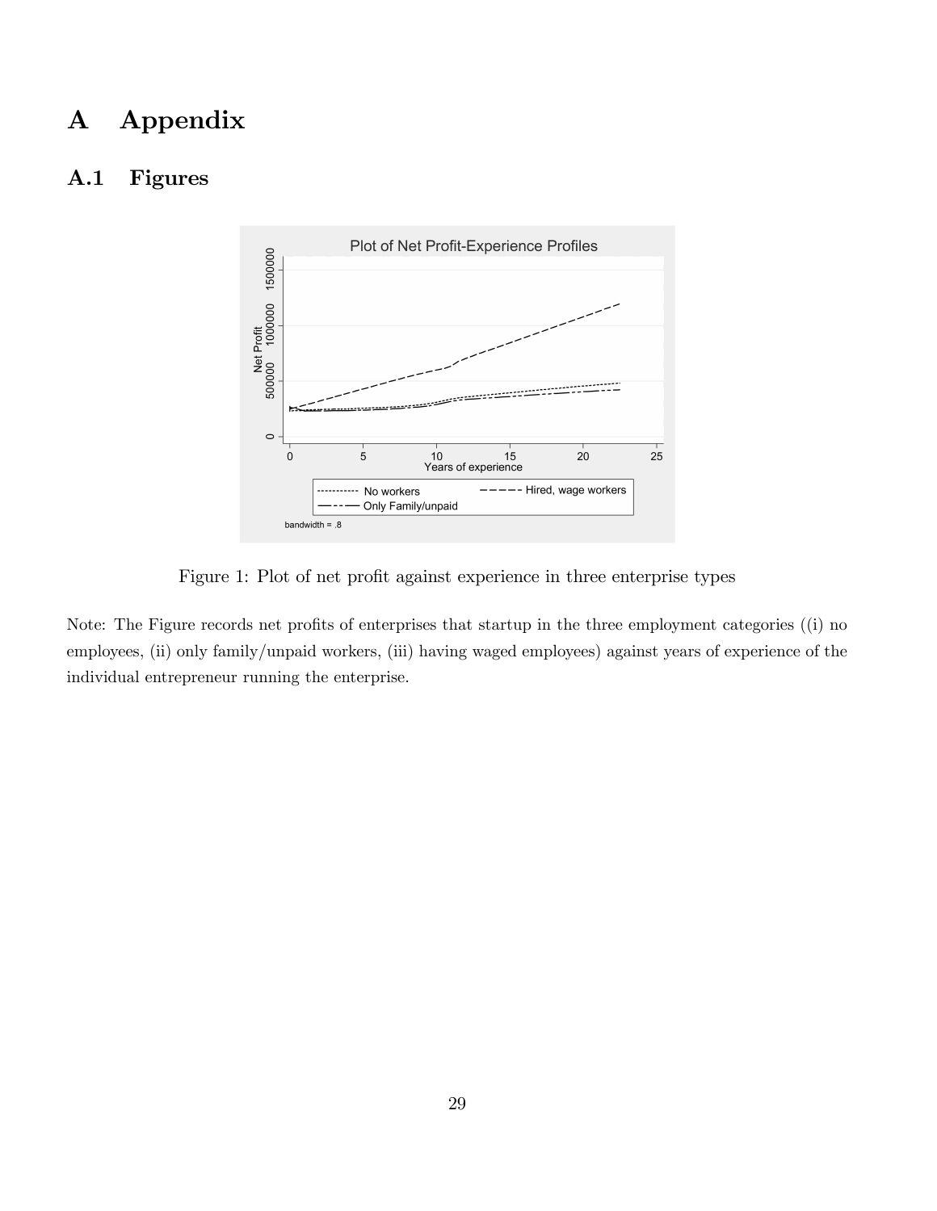# A Appendix

## A.1 Figures

Figure 1: Plot of net profit against experience in three enterprise types

Note: The Figure records net profits of enterprises that startup in the three employment categories ((i) no employees, (ii) only family/unpaid workers, (iii) having waged employees) against years of experience of the individual entrepreneur running the enterprise.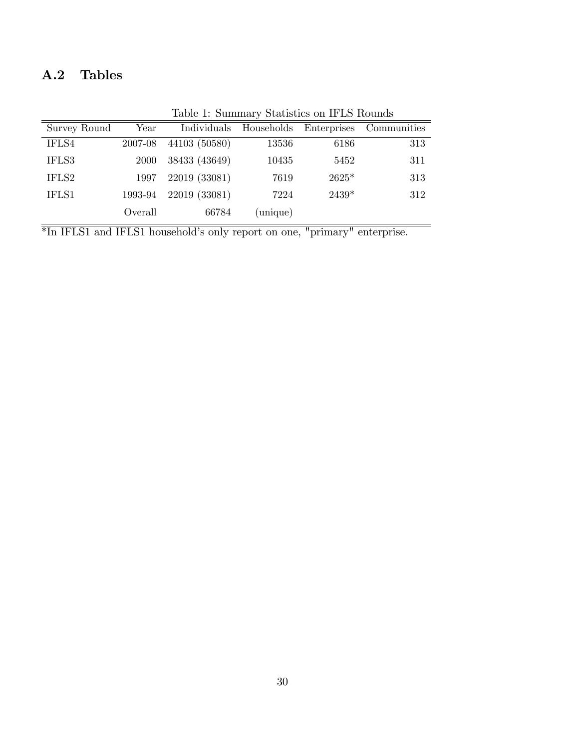## A.2 Tables

Table 1: Summary Statistics on IFLS Rounds

| Survey Round | Year | Individuals | Households | Enterprises | Communities |
|---|---|---|---|---|---|
| IFLS4 | 2007-08 | 44103 (50580) | 13536 | 6186 | 313 |
| IFLS3 | 2000 | 38433 (43649) | 10435 | 5452 | 311 |
| IFLS2 | 1997 | 22019 (33081) | 7619 | 2625* | 313 |
| IFLS1 | 1993-94 | 22019 (33081) | 7224 | 2439* | 312 |
| | Overall | 66784 | (unique) | | |

*In IFLS1 and IFLS1 household's only report on one, "primary" enterprise.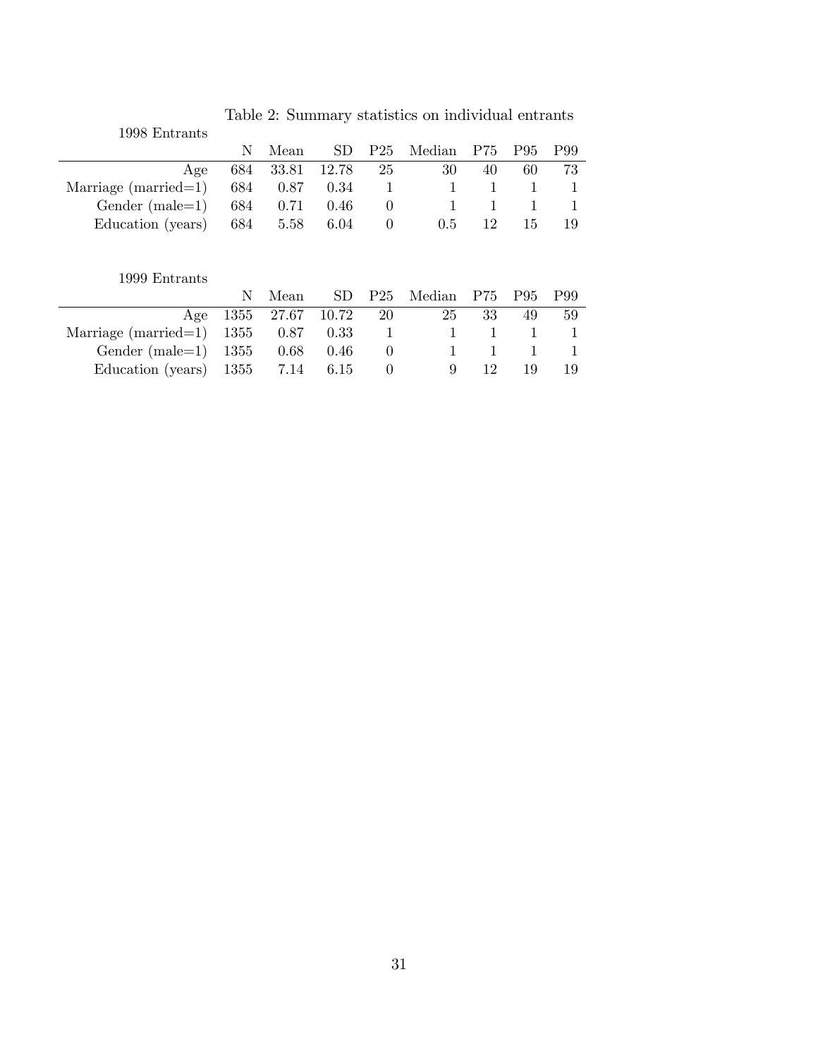Table 2: Summary statistics on individual entrants

1998 Entrants

| | N | Mean | SD | P25 | Median | P75 | P95 | P99 |
|---|---|---|---|---|---|---|---|---|
| Age | 684 | 33.81 | 12.78 | 25 | 30 | 40 | 60 | 73 |
| Marriage (married=1) | 684 | 0.87 | 0.34 | 1 | 1 | 1 | 1 | 1 |
| Gender (male=1) | 684 | 0.71 | 0.46 | 0 | 1 | 1 | 1 | 1 |
| Education (years) | 684 | 5.58 | 6.04 | 0 | 0.5 | 12 | 15 | 19 |

1999 Entrants

| | N | Mean | SD | P25 | Median | P75 | P95 | P99 |
|---|---|---|---|---|---|---|---|---|
| Age | 1355 | 27.67 | 10.72 | 20 | 25 | 33 | 49 | 59 |
| Marriage (married=1) | 1355 | 0.87 | 0.33 | 1 | 1 | 1 | 1 | 1 |
| Gender (male=1) | 1355 | 0.68 | 0.46 | 0 | 1 | 1 | 1 | 1 |
| Education (years) | 1355 | 7.14 | 6.15 | 0 | 9 | 12 | 19 | 19 |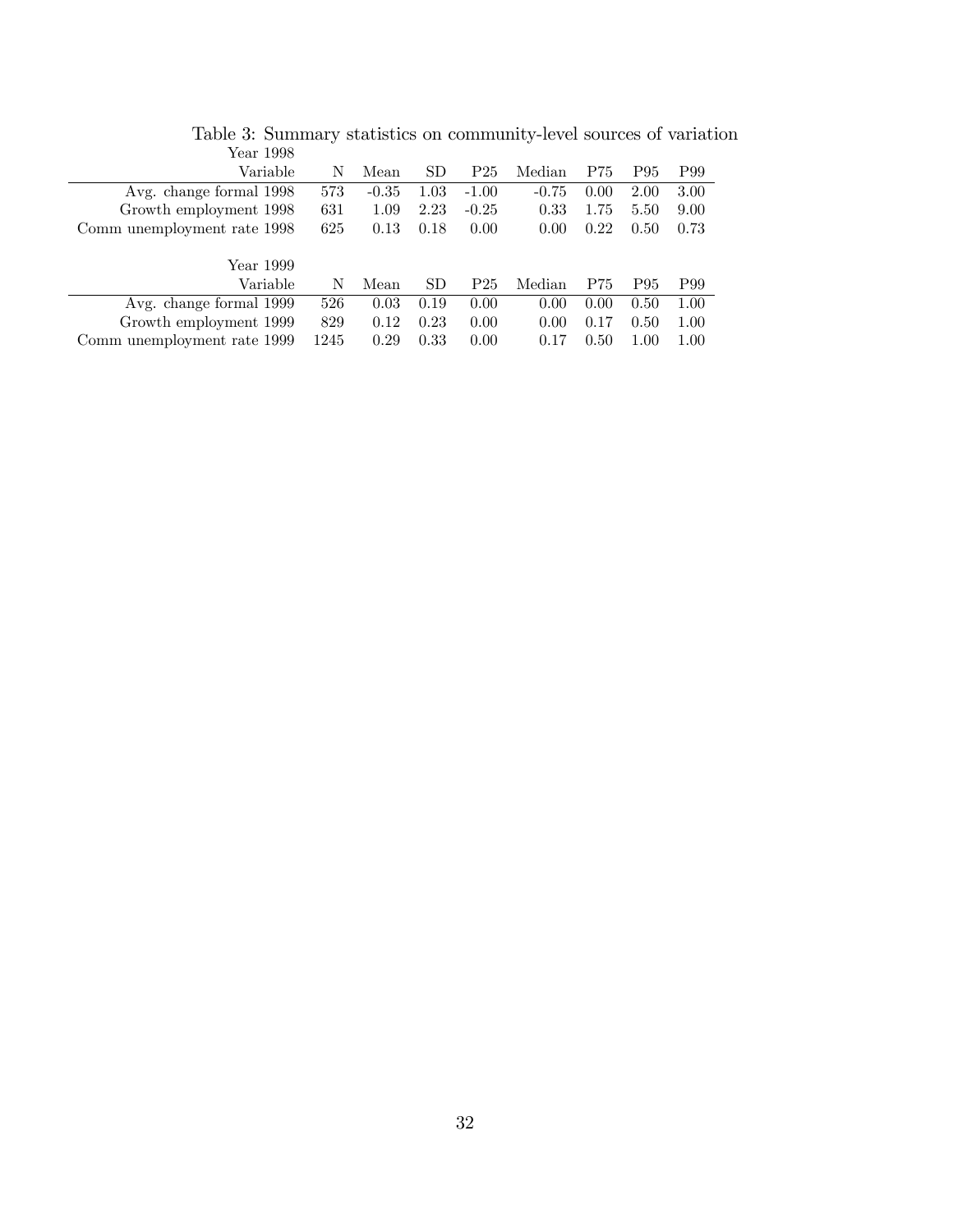Table 3: Summary statistics on community-level sources of variation

Year 1998

| Variable | N | Mean | SD | P25 | Median | P75 | P95 | P99 |
|---|---|---|---|---|---|---|---|---|
| Avg. change formal 1998 | 573 | -0.35 | 1.03 | -1.00 | -0.75 | 0.00 | 2.00 | 3.00 |
| Growth employment 1998 | 631 | 1.09 | 2.23 | -0.25 | 0.33 | 1.75 | 5.50 | 9.00 |
| Comm unemployment rate 1998 | 625 | 0.13 | 0.18 | 0.00 | 0.00 | 0.22 | 0.50 | 0.73 |

Year 1999

| Variable | N | Mean | SD | P25 | Median | P75 | P95 | P99 |
|---|---|---|---|---|---|---|---|---|
| Avg. change formal 1999 | 526 | 0.03 | 0.19 | 0.00 | 0.00 | 0.00 | 0.50 | 1.00 |
| Growth employment 1999 | 829 | 0.12 | 0.23 | 0.00 | 0.00 | 0.17 | 0.50 | 1.00 |
| Comm unemployment rate 1999 | 1245 | 0.29 | 0.33 | 0.00 | 0.17 | 0.50 | 1.00 | 1.00 |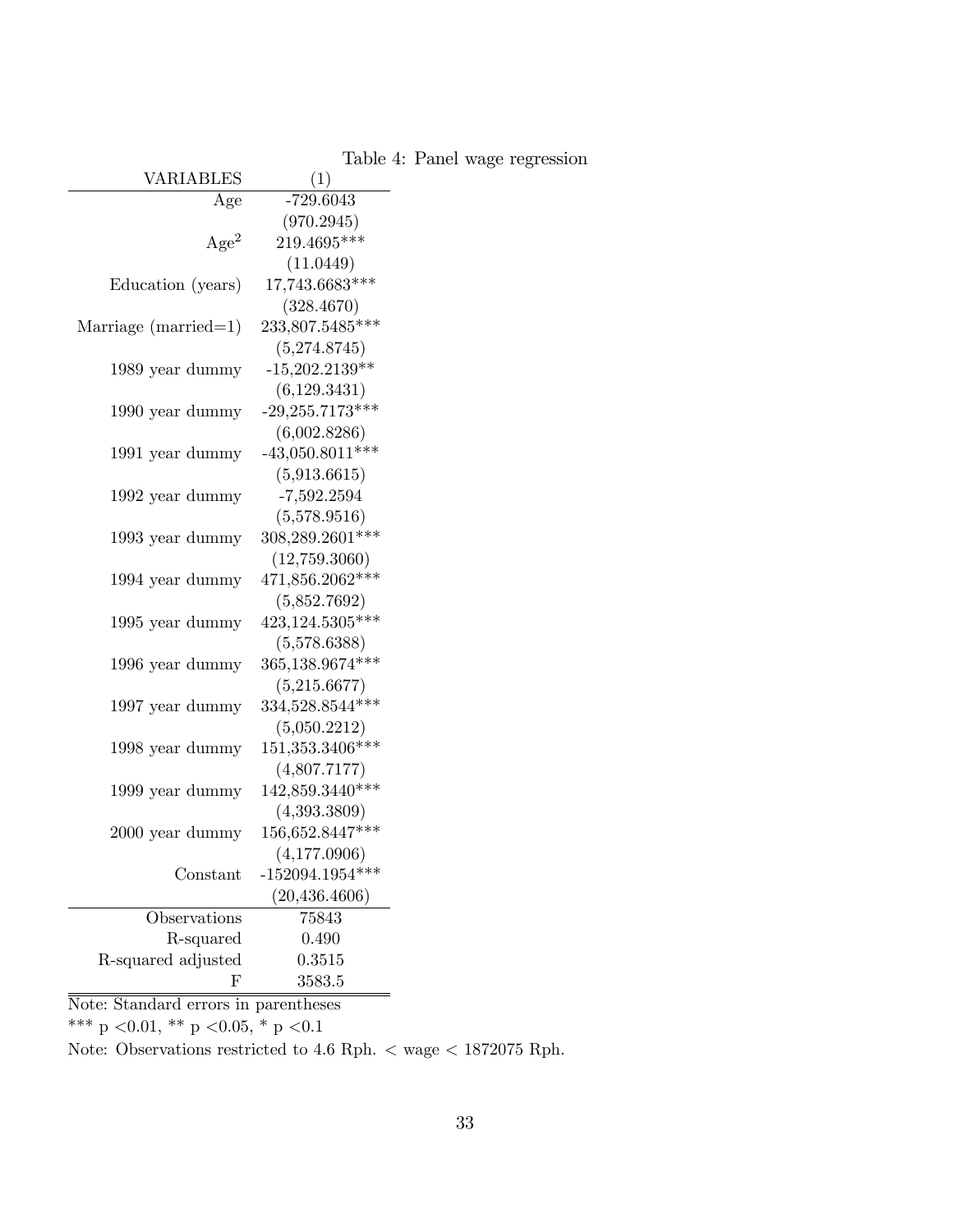Table 4: Panel wage regression

| VARIABLES | (1) |
|---|---|
| Age | -729.6043 |
| | (970.2945) |
| $Age^2$ | 219.4695*** |
| | (11.0449) |
| Education (years) | 17,743.6683*** |
| | (328.4670) |
| Marriage (married=1) | 233,807.5485*** |
| | (5,274.8745) |
| 1989 year dummy | -15,202.2139** |
| | (6,129.3431) |
| 1990 year dummy | -29,255.7173*** |
| | (6,002.8286) |
| 1991 year dummy | -43,050.8011*** |
| | (5,913.6615) |
| 1992 year dummy | -7,592.2594 |
| | (5,578.9516) |
| 1993 year dummy | 308,289.2601*** |
| | (12,759.3060) |
| 1994 year dummy | 471,856.2062*** |
| | (5,852.7692) |
| 1995 year dummy | 423,124.5305*** |
| | (5,578.6388) |
| 1996 year dummy | 365,138.9674*** |
| | (5,215.6677) |
| 1997 year dummy | 334,528.8544*** |
| | (5,050.2212) |
| 1998 year dummy | 151,353.3406*** |
| | (4,807.7177) |
| 1999 year dummy | 142,859.3440*** |
| | (4,393.3809) |
| 2000 year dummy | 156,652.8447*** |
| | (4,177.0906) |
| Constant | -152094.1954*** |
| | (20,436.4606) |
| Observations | 75843 |
| R-squared | 0.490 |
| R-squared adjusted | 0.3515 |
| F | 3583.5 |

Note: Standard errors in parentheses

*** $p < 0.01$, ** $p < 0.05$, * $p < 0.1$

Note: Observations restricted to 4.6 Rph. < wage < 1872075 Rph.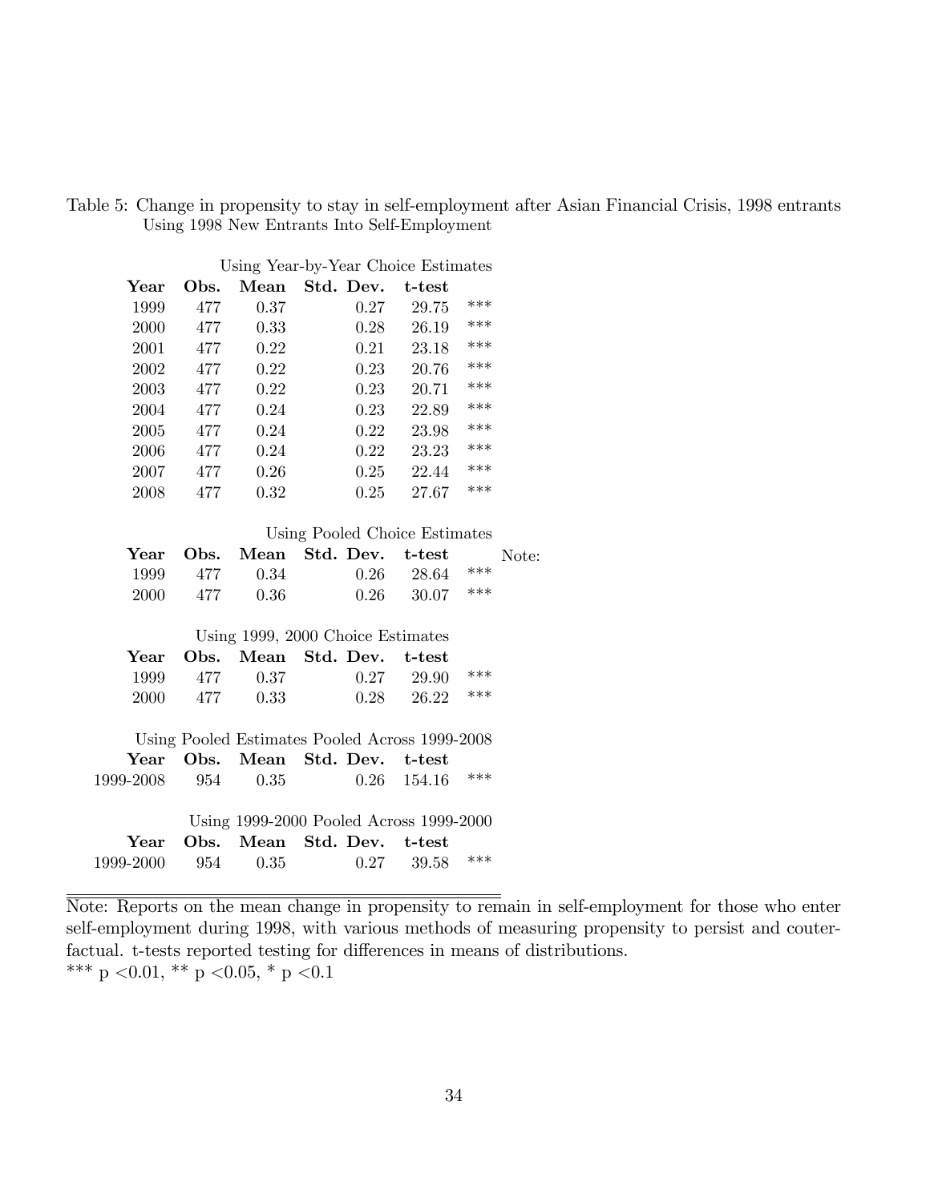Table 5: Change in propensity to stay in self-employment after Asian Financial Crisis, 1998 entrants
Using 1998 New Entrants Into Self-Employment

Using Year-by-Year Choice Estimates

| Year | Obs. | Mean | Std. Dev. | t-test | |
|---|---|---|---|---|---|
| 1999 | 477 | 0.37 | 0.27 | 29.75 | *** |
| 2000 | 477 | 0.33 | 0.28 | 26.19 | *** |
| 2001 | 477 | 0.22 | 0.21 | 23.18 | *** |
| 2002 | 477 | 0.22 | 0.23 | 20.76 | *** |
| 2003 | 477 | 0.22 | 0.23 | 20.71 | *** |
| 2004 | 477 | 0.24 | 0.23 | 22.89 | *** |
| 2005 | 477 | 0.24 | 0.22 | 23.98 | *** |
| 2006 | 477 | 0.24 | 0.22 | 23.23 | *** |
| 2007 | 477 | 0.26 | 0.25 | 22.44 | *** |
| 2008 | 477 | 0.32 | 0.25 | 27.67 | *** |

Using Pooled Choice Estimates

| Year | Obs. | Mean | Std. Dev. | t-test | | Note: |
|---|---|---|---|---|---|---|
| 1999 | 477 | 0.34 | 0.26 | 28.64 | *** | |
| 2000 | 477 | 0.36 | 0.26 | 30.07 | *** | |

Using 1999, 2000 Choice Estimates

| Year | Obs. | Mean | Std. Dev. | t-test | |
|---|---|---|---|---|---|
| 1999 | 477 | 0.37 | 0.27 | 29.90 | *** |
| 2000 | 477 | 0.33 | 0.28 | 26.22 | *** |

Using Pooled Estimates Pooled Across 1999-2008

| Year | Obs. | Mean | Std. Dev. | t-test | |
|---|---|---|---|---|---|
| 1999-2008 | 954 | 0.35 | 0.26 | 154.16 | *** |

Using 1999-2000 Pooled Across 1999-2000

| Year | Obs. | Mean | Std. Dev. | t-test | |
|---|---|---|---|---|---|
| 1999-2000 | 954 | 0.35 | 0.27 | 39.58 | *** |

Note: Reports on the mean change in propensity to remain in self-employment for those who enter self-employment during 1998, with various methods of measuring propensity to persist and couterfactual. t-tests reported testing for differences in means of distributions.
*** p <0.01, ** p <0.05, * p <0.1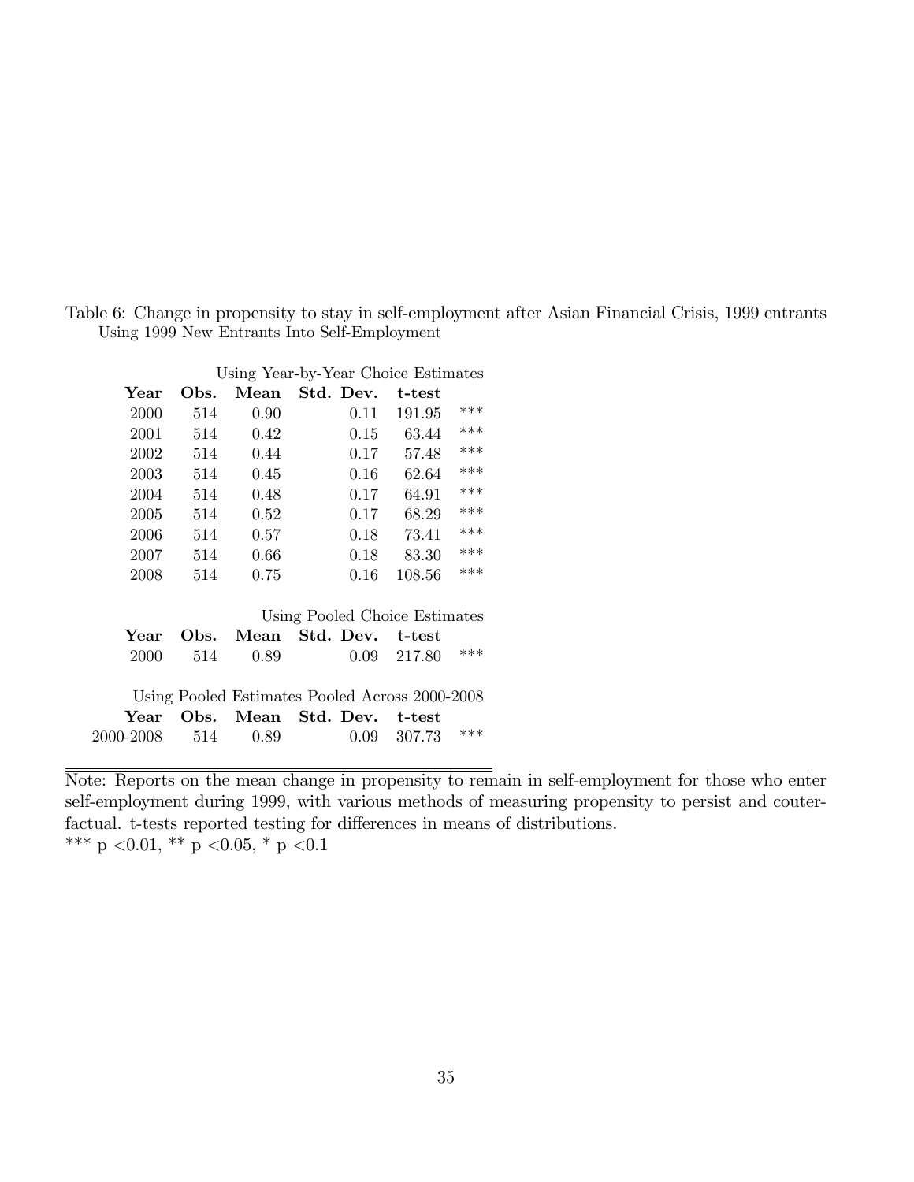Table 6: Change in propensity to stay in self-employment after Asian Financial Crisis, 1999 entrants
Using 1999 New Entrants Into Self-Employment

| Using Year-by-Year Choice Estimates | | | | | |
|---|---|---|---|---|---|
| **Year** | **Obs.** | **Mean** | **Std. Dev.** | **t-test** | |
| 2000 | 514 | 0.90 | 0.11 | 191.95 | *** |
| 2001 | 514 | 0.42 | 0.15 | 63.44 | *** |
| 2002 | 514 | 0.44 | 0.17 | 57.48 | *** |
| 2003 | 514 | 0.45 | 0.16 | 62.64 | *** |
| 2004 | 514 | 0.48 | 0.17 | 64.91 | *** |
| 2005 | 514 | 0.52 | 0.17 | 68.29 | *** |
| 2006 | 514 | 0.57 | 0.18 | 73.41 | *** |
| 2007 | 514 | 0.66 | 0.18 | 83.30 | *** |
| 2008 | 514 | 0.75 | 0.16 | 108.56 | *** |
| Using Pooled Choice Estimates | | | | | |
| **Year** | **Obs.** | **Mean** | **Std. Dev.** | **t-test** | |
| 2000 | 514 | 0.89 | 0.09 | 217.80 | *** |
| Using Pooled Estimates Pooled Across 2000-2008 | | | | | |
| **Year** | **Obs.** | **Mean** | **Std. Dev.** | **t-test** | |
| 2000-2008 | 514 | 0.89 | 0.09 | 307.73 | *** |

Note: Reports on the mean change in propensity to remain in self-employment for those who enter self-employment during 1999, with various methods of measuring propensity to persist and couterfactual. t-tests reported testing for differences in means of distributions.
*** p <0.01, ** p <0.05, * p <0.1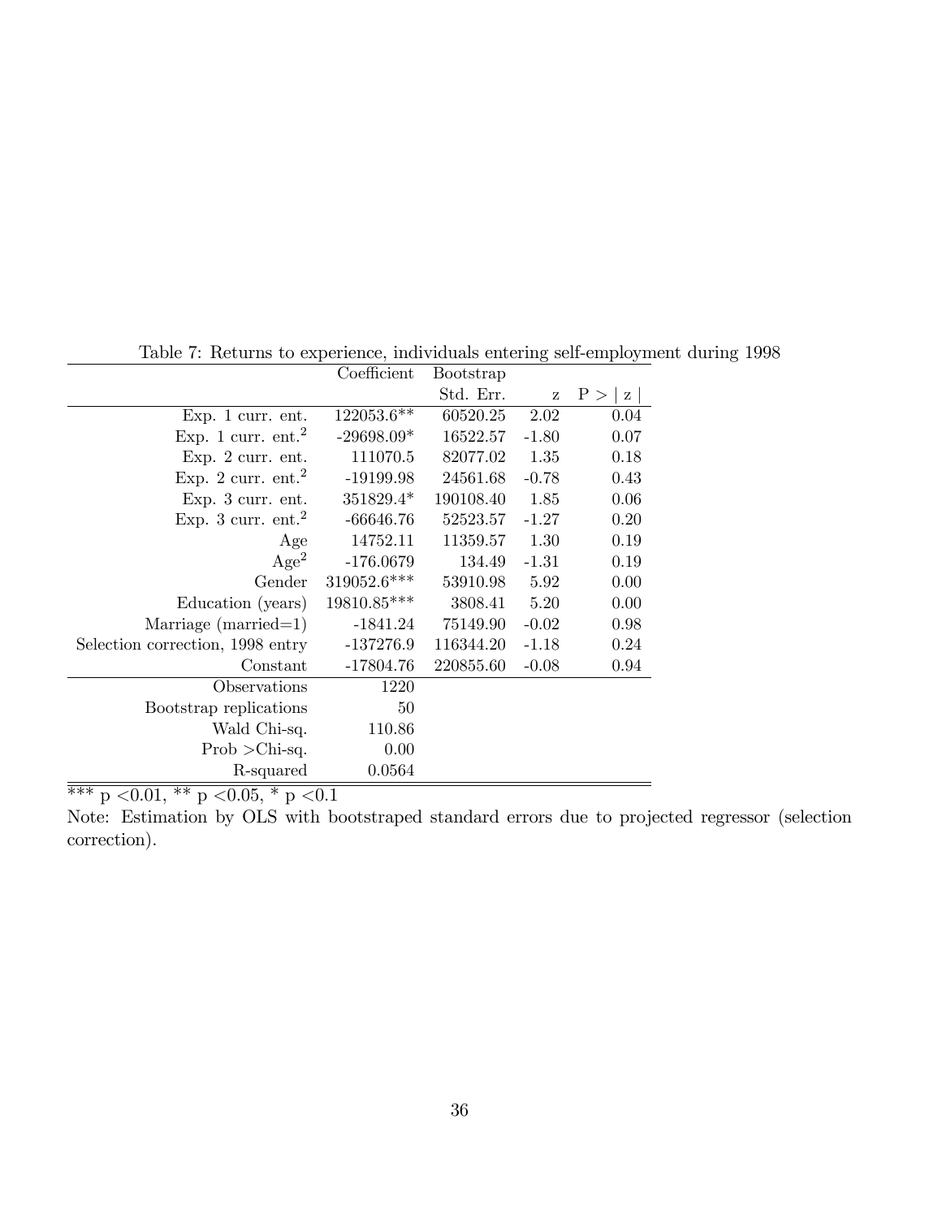Table 7: Returns to experience, individuals entering self-employment during 1998

| | Coefficient | Bootstrap Std. Err. | z | P > \| z \| |
|---|---|---|---|---|
| Exp. 1 curr. ent. | 122053.6** | 60520.25 | 2.02 | 0.04 |
| Exp. 1 curr. ent.$^2$ | -29698.09* | 16522.57 | -1.80 | 0.07 |
| Exp. 2 curr. ent. | 111070.5 | 82077.02 | 1.35 | 0.18 |
| Exp. 2 curr. ent.$^2$ | -19199.98 | 24561.68 | -0.78 | 0.43 |
| Exp. 3 curr. ent. | 351829.4* | 190108.40 | 1.85 | 0.06 |
| Exp. 3 curr. ent.$^2$ | -66646.76 | 52523.57 | -1.27 | 0.20 |
| Age | 14752.11 | 11359.57 | 1.30 | 0.19 |
| Age$^2$ | -176.0679 | 134.49 | -1.31 | 0.19 |
| Gender | 319052.6*** | 53910.98 | 5.92 | 0.00 |
| Education (years) | 19810.85*** | 3808.41 | 5.20 | 0.00 |
| Marriage (married=1) | -1841.24 | 75149.90 | -0.02 | 0.98 |
| Selection correction, 1998 entry | -137276.9 | 116344.20 | -1.18 | 0.24 |
| Constant | -17804.76 | 220855.60 | -0.08 | 0.94 |
| Observations | 1220 | | | |
| Bootstrap replications | 50 | | | |
| Wald Chi-sq. | 110.86 | | | |
| Prob >Chi-sq. | 0.00 | | | |
| R-squared | 0.0564 | | | |

*** p <0.01, ** p <0.05, * p <0.1

Note: Estimation by OLS with bootstraped standard errors due to projected regressor (selection correction).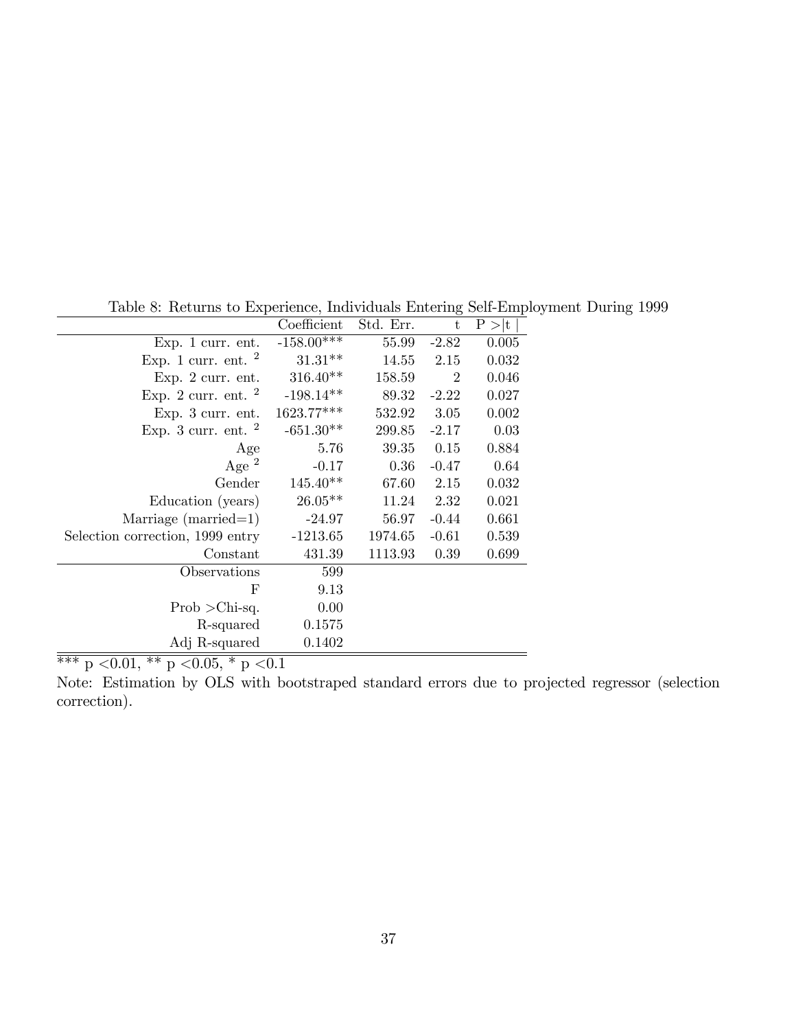Table 8: Returns to Experience, Individuals Entering Self-Employment During 1999

| | Coefficient | Std. Err. | t | P >\|t \| |
|---|---|---|---|---|
| Exp. 1 curr. ent. | -158.00*** | 55.99 | -2.82 | 0.005 |
| Exp. 1 curr. ent. $^2$ | 31.31** | 14.55 | 2.15 | 0.032 |
| Exp. 2 curr. ent. | 316.40** | 158.59 | 2 | 0.046 |
| Exp. 2 curr. ent. $^2$ | -198.14** | 89.32 | -2.22 | 0.027 |
| Exp. 3 curr. ent. | 1623.77*** | 532.92 | 3.05 | 0.002 |
| Exp. 3 curr. ent. $^2$ | -651.30** | 299.85 | -2.17 | 0.03 |
| Age | 5.76 | 39.35 | 0.15 | 0.884 |
| Age $^2$ | -0.17 | 0.36 | -0.47 | 0.64 |
| Gender | 145.40** | 67.60 | 2.15 | 0.032 |
| Education (years) | 26.05** | 11.24 | 2.32 | 0.021 |
| Marriage (married=1) | -24.97 | 56.97 | -0.44 | 0.661 |
| Selection correction, 1999 entry | -1213.65 | 1974.65 | -0.61 | 0.539 |
| Constant | 431.39 | 1113.93 | 0.39 | 0.699 |
| Observations | 599 | | | |
| F | 9.13 | | | |
| Prob >Chi-sq. | 0.00 | | | |
| R-squared | 0.1575 | | | |
| Adj R-squared | 0.1402 | | | |

*** p <0.01, ** p <0.05, * p <0.1

Note: Estimation by OLS with bootstraped standard errors due to projected regressor (selection correction).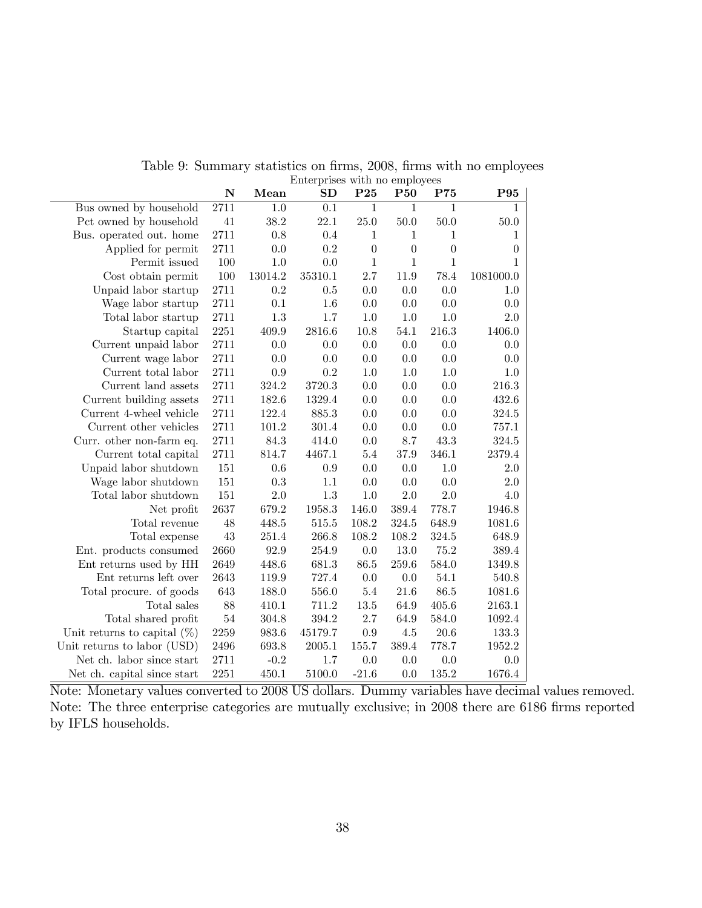Table 9: Summary statistics on firms, 2008, firms with no employees

| | Enterprises with no employees | | | | | | |
|---|---|---|---|---|---|---|---|
| | **N** | **Mean** | **SD** | **P25** | **P50** | **P75** | **P95** |
| Bus owned by household | 2711 | 1.0 | 0.1 | 1 | 1 | 1 | 1 |
| Pct owned by household | 41 | 38.2 | 22.1 | 25.0 | 50.0 | 50.0 | 50.0 |
| Bus. operated out. home | 2711 | 0.8 | 0.4 | 1 | 1 | 1 | 1 |
| Applied for permit | 2711 | 0.0 | 0.2 | 0 | 0 | 0 | 0 |
| Permit issued | 100 | 1.0 | 0.0 | 1 | 1 | 1 | 1 |
| Cost obtain permit | 100 | 13014.2 | 35310.1 | 2.7 | 11.9 | 78.4 | 1081000.0 |
| Unpaid labor startup | 2711 | 0.2 | 0.5 | 0.0 | 0.0 | 0.0 | 1.0 |
| Wage labor startup | 2711 | 0.1 | 1.6 | 0.0 | 0.0 | 0.0 | 0.0 |
| Total labor startup | 2711 | 1.3 | 1.7 | 1.0 | 1.0 | 1.0 | 2.0 |
| Startup capital | 2251 | 409.9 | 2816.6 | 10.8 | 54.1 | 216.3 | 1406.0 |
| Current unpaid labor | 2711 | 0.0 | 0.0 | 0.0 | 0.0 | 0.0 | 0.0 |
| Current wage labor | 2711 | 0.0 | 0.0 | 0.0 | 0.0 | 0.0 | 0.0 |
| Current total labor | 2711 | 0.9 | 0.2 | 1.0 | 1.0 | 1.0 | 1.0 |
| Current land assets | 2711 | 324.2 | 3720.3 | 0.0 | 0.0 | 0.0 | 216.3 |
| Current building assets | 2711 | 182.6 | 1329.4 | 0.0 | 0.0 | 0.0 | 432.6 |
| Current 4-wheel vehicle | 2711 | 122.4 | 885.3 | 0.0 | 0.0 | 0.0 | 324.5 |
| Current other vehicles | 2711 | 101.2 | 301.4 | 0.0 | 0.0 | 0.0 | 757.1 |
| Curr. other non-farm eq. | 2711 | 84.3 | 414.0 | 0.0 | 8.7 | 43.3 | 324.5 |
| Current total capital | 2711 | 814.7 | 4467.1 | 5.4 | 37.9 | 346.1 | 2379.4 |
| Unpaid labor shutdown | 151 | 0.6 | 0.9 | 0.0 | 0.0 | 1.0 | 2.0 |
| Wage labor shutdown | 151 | 0.3 | 1.1 | 0.0 | 0.0 | 0.0 | 2.0 |
| Total labor shutdown | 151 | 2.0 | 1.3 | 1.0 | 2.0 | 2.0 | 4.0 |
| Net profit | 2637 | 679.2 | 1958.3 | 146.0 | 389.4 | 778.7 | 1946.8 |
| Total revenue | 48 | 448.5 | 515.5 | 108.2 | 324.5 | 648.9 | 1081.6 |
| Total expense | 43 | 251.4 | 266.8 | 108.2 | 108.2 | 324.5 | 648.9 |
| Ent. products consumed | 2660 | 92.9 | 254.9 | 0.0 | 13.0 | 75.2 | 389.4 |
| Ent returns used by HH | 2649 | 448.6 | 681.3 | 86.5 | 259.6 | 584.0 | 1349.8 |
| Ent returns left over | 2643 | 119.9 | 727.4 | 0.0 | 0.0 | 54.1 | 540.8 |
| Total procure. of goods | 643 | 188.0 | 556.0 | 5.4 | 21.6 | 86.5 | 1081.6 |
| Total sales | 88 | 410.1 | 711.2 | 13.5 | 64.9 | 405.6 | 2163.1 |
| Total shared profit | 54 | 304.8 | 394.2 | 2.7 | 64.9 | 584.0 | 1092.4 |
| Unit returns to capital (%) | 2259 | 983.6 | 45179.7 | 0.9 | 4.5 | 20.6 | 133.3 |
| Unit returns to labor (USD) | 2496 | 693.8 | 2005.1 | 155.7 | 389.4 | 778.7 | 1952.2 |
| Net ch. labor since start | 2711 | -0.2 | 1.7 | 0.0 | 0.0 | 0.0 | 0.0 |
| Net ch. capital since start | 2251 | 450.1 | 5100.0 | -21.6 | 0.0 | 135.2 | 1676.4 |

Note: Monetary values converted to 2008 US dollars. Dummy variables have decimal values removed.
Note: The three enterprise categories are mutually exclusive; in 2008 there are 6186 firms reported by IFLS households.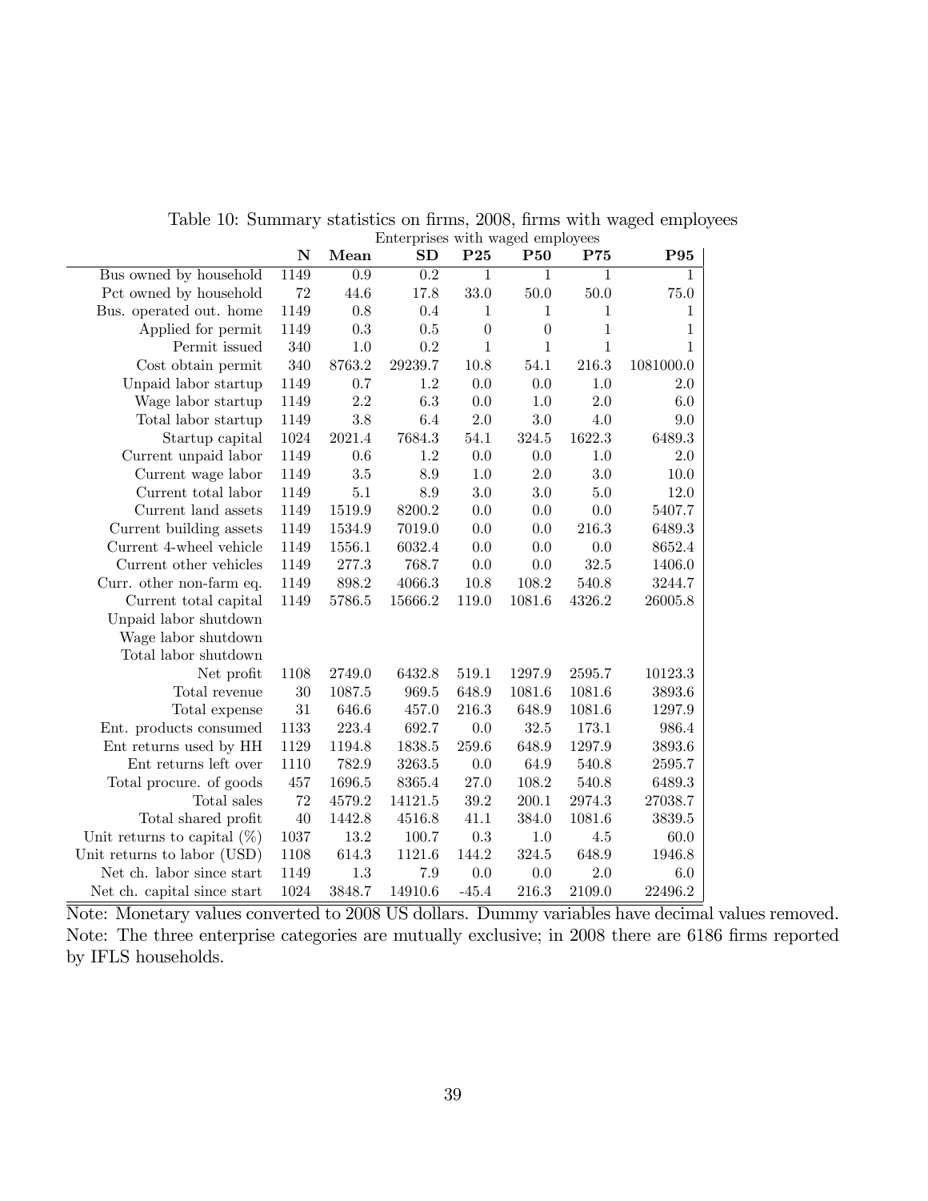Table 10: Summary statistics on firms, 2008, firms with waged employees

| | Enterprises with waged employees | | | | | | |
|---|---|---|---|---|---|---|---|
| | **N** | **Mean** | **SD** | **P25** | **P50** | **P75** | **P95** |
| Bus owned by household | 1149 | 0.9 | 0.2 | 1 | 1 | 1 | 1 |
| Pct owned by household | 72 | 44.6 | 17.8 | 33.0 | 50.0 | 50.0 | 75.0 |
| Bus. operated out. home | 1149 | 0.8 | 0.4 | 1 | 1 | 1 | 1 |
| Applied for permit | 1149 | 0.3 | 0.5 | 0 | 0 | 1 | 1 |
| Permit issued | 340 | 1.0 | 0.2 | 1 | 1 | 1 | 1 |
| Cost obtain permit | 340 | 8763.2 | 29239.7 | 10.8 | 54.1 | 216.3 | 1081000.0 |
| Unpaid labor startup | 1149 | 0.7 | 1.2 | 0.0 | 0.0 | 1.0 | 2.0 |
| Wage labor startup | 1149 | 2.2 | 6.3 | 0.0 | 1.0 | 2.0 | 6.0 |
| Total labor startup | 1149 | 3.8 | 6.4 | 2.0 | 3.0 | 4.0 | 9.0 |
| Startup capital | 1024 | 2021.4 | 7684.3 | 54.1 | 324.5 | 1622.3 | 6489.3 |
| Current unpaid labor | 1149 | 0.6 | 1.2 | 0.0 | 0.0 | 1.0 | 2.0 |
| Current wage labor | 1149 | 3.5 | 8.9 | 1.0 | 2.0 | 3.0 | 10.0 |
| Current total labor | 1149 | 5.1 | 8.9 | 3.0 | 3.0 | 5.0 | 12.0 |
| Current land assets | 1149 | 1519.9 | 8200.2 | 0.0 | 0.0 | 0.0 | 5407.7 |
| Current building assets | 1149 | 1534.9 | 7019.0 | 0.0 | 0.0 | 216.3 | 6489.3 |
| Current 4-wheel vehicle | 1149 | 1556.1 | 6032.4 | 0.0 | 0.0 | 0.0 | 8652.4 |
| Current other vehicles | 1149 | 277.3 | 768.7 | 0.0 | 0.0 | 32.5 | 1406.0 |
| Curr. other non-farm eq. | 1149 | 898.2 | 4066.3 | 10.8 | 108.2 | 540.8 | 3244.7 |
| Current total capital | 1149 | 5786.5 | 15666.2 | 119.0 | 1081.6 | 4326.2 | 26005.8 |
| Unpaid labor shutdown | | | | | | | |
| Wage labor shutdown | | | | | | | |
| Total labor shutdown | | | | | | | |
| Net profit | 1108 | 2749.0 | 6432.8 | 519.1 | 1297.9 | 2595.7 | 10123.3 |
| Total revenue | 30 | 1087.5 | 969.5 | 648.9 | 1081.6 | 1081.6 | 3893.6 |
| Total expense | 31 | 646.6 | 457.0 | 216.3 | 648.9 | 1081.6 | 1297.9 |
| Ent. products consumed | 1133 | 223.4 | 692.7 | 0.0 | 32.5 | 173.1 | 986.4 |
| Ent returns used by HH | 1129 | 1194.8 | 1838.5 | 259.6 | 648.9 | 1297.9 | 3893.6 |
| Ent returns left over | 1110 | 782.9 | 3263.5 | 0.0 | 64.9 | 540.8 | 2595.7 |
| Total procure. of goods | 457 | 1696.5 | 8365.4 | 27.0 | 108.2 | 540.8 | 6489.3 |
| Total sales | 72 | 4579.2 | 14121.5 | 39.2 | 200.1 | 2974.3 | 27038.7 |
| Total shared profit | 40 | 1442.8 | 4516.8 | 41.1 | 384.0 | 1081.6 | 3839.5 |
| Unit returns to capital (%) | 1037 | 13.2 | 100.7 | 0.3 | 1.0 | 4.5 | 60.0 |
| Unit returns to labor (USD) | 1108 | 614.3 | 1121.6 | 144.2 | 324.5 | 648.9 | 1946.8 |
| Net ch. labor since start | 1149 | 1.3 | 7.9 | 0.0 | 0.0 | 2.0 | 6.0 |
| Net ch. capital since start | 1024 | 3848.7 | 14910.6 | -45.4 | 216.3 | 2109.0 | 22496.2 |

Note: Monetary values converted to 2008 US dollars. Dummy variables have decimal values removed.
Note: The three enterprise categories are mutually exclusive; in 2008 there are 6186 firms reported by IFLS households.